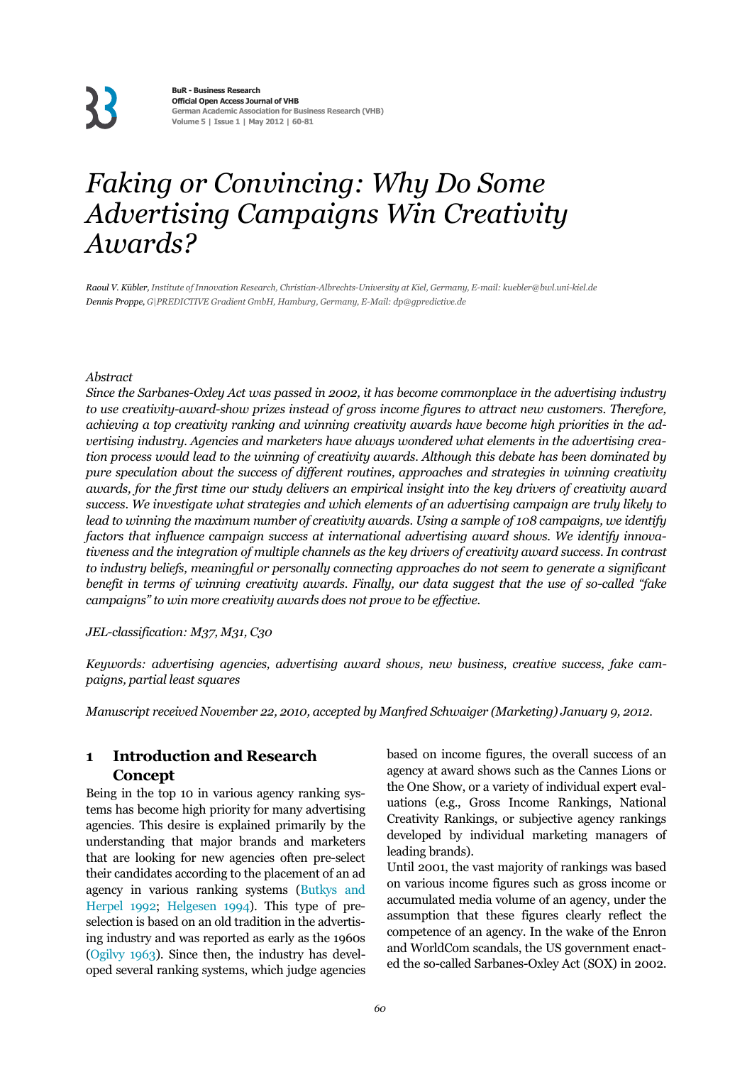# *Faking or Convincing: Why Do Some Advertising Campaigns Win Creativity Awards?*

*Raoul V. Kübler, Institute of Innovation Research, Christian-Albrechts-University at Kiel, Germany, E-mail: kuebler@bwl.uni-kiel.de*
*Dennis Proppe, G|PREDICTIVE Gradient GmbH, Hamburg, Germany, E-Mail: dp@gpredictive.de*

*Abstract*

*Since the Sarbanes-Oxley Act was passed in 2002, it has become commonplace in the advertising industry to use creativity-award-show prizes instead of gross income figures to attract new customers. Therefore, achieving a top creativity ranking and winning creativity awards have become high priorities in the advertising industry. Agencies and marketers have always wondered what elements in the advertising creation process would lead to the winning of creativity awards. Although this debate has been dominated by pure speculation about the success of different routines, approaches and strategies in winning creativity awards, for the first time our study delivers an empirical insight into the key drivers of creativity award success. We investigate what strategies and which elements of an advertising campaign are truly likely to lead to winning the maximum number of creativity awards. Using a sample of 108 campaigns, we identify factors that influence campaign success at international advertising award shows. We identify innovativeness and the integration of multiple channels as the key drivers of creativity award success. In contrast to industry beliefs, meaningful or personally connecting approaches do not seem to generate a significant benefit in terms of winning creativity awards. Finally, our data suggest that the use of so-called "fake campaigns" to win more creativity awards does not prove to be effective.*

*JEL-classification: M37, M31, C30*

*Keywords: advertising agencies, advertising award shows, new business, creative success, fake campaigns, partial least squares*

*Manuscript received November 22, 2010, accepted by Manfred Schwaiger (Marketing) January 9, 2012.*

## 1 Introduction and Research Concept

Being in the top 10 in various agency ranking systems has become high priority for many advertising agencies. This desire is explained primarily by the understanding that major brands and marketers that are looking for new agencies often pre-select their candidates according to the placement of an ad agency in various ranking systems (Butkys and Herpel 1992; Helgesen 1994). This type of pre-selection is based on an old tradition in the advertising industry and was reported as early as the 1960s (Ogilvy 1963). Since then, the industry has developed several ranking systems, which judge agencies based on income figures, the overall success of an agency at award shows such as the Cannes Lions or the One Show, or a variety of individual expert evaluations (e.g., Gross Income Rankings, National Creativity Rankings, or subjective agency rankings developed by individual marketing managers of leading brands).

Until 2001, the vast majority of rankings was based on various income figures such as gross income or accumulated media volume of an agency, under the assumption that these figures clearly reflect the competence of an agency. In the wake of the Enron and WorldCom scandals, the US government enacted the so-called Sarbanes-Oxley Act (SOX) in 2002.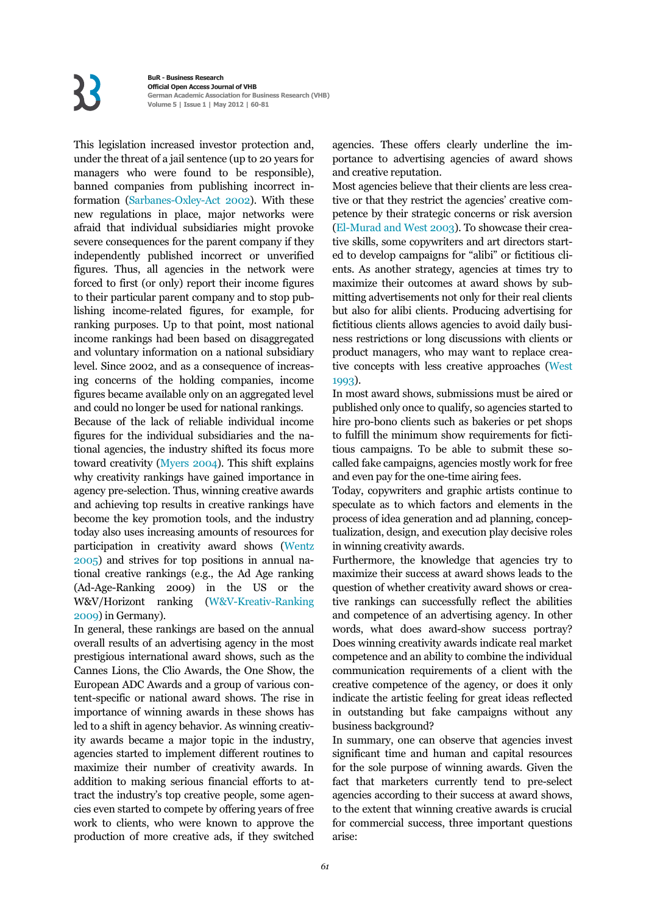This legislation increased investor protection and, under the threat of a jail sentence (up to 20 years for managers who were found to be responsible), banned companies from publishing incorrect information (Sarbanes-Oxley-Act 2002). With these new regulations in place, major networks were afraid that individual subsidiaries might provoke severe consequences for the parent company if they independently published incorrect or unverified figures. Thus, all agencies in the network were forced to first (or only) report their income figures to their particular parent company and to stop publishing income-related figures, for example, for ranking purposes. Up to that point, most national income rankings had been based on disaggregated and voluntary information on a national subsidiary level. Since 2002, and as a consequence of increasing concerns of the holding companies, income figures became available only on an aggregated level and could no longer be used for national rankings.

Because of the lack of reliable individual income figures for the individual subsidiaries and the national agencies, the industry shifted its focus more toward creativity (Myers 2004). This shift explains why creativity rankings have gained importance in agency pre-selection. Thus, winning creative awards and achieving top results in creative rankings have become the key promotion tools, and the industry today also uses increasing amounts of resources for participation in creativity award shows (Wentz 2005) and strives for top positions in annual national creative rankings (e.g., the Ad Age ranking (Ad-Age-Ranking 2009) in the US or the W&V/Horizont ranking (W&V-Kreativ-Ranking 2009) in Germany).

In general, these rankings are based on the annual overall results of an advertising agency in the most prestigious international award shows, such as the Cannes Lions, the One Show, the Clio Awards, the European ADC Awards and a group of various content-specific or national award shows. The rise in importance of winning awards in these shows has led to a shift in agency behavior. As winning creativity awards became a major topic in the industry, agencies started to implement different routines to maximize their number of creativity awards. In addition to making serious financial efforts to attract the industry's top creative people, some agencies even started to compete by offering years of free work to clients, who were known to approve the production of more creative ads, if they switched agencies. These offers clearly underline the importance to advertising agencies of award shows and creative reputation.

Most agencies believe that their clients are less creative or that they restrict the agencies' creative competence by their strategic concerns or risk aversion (El-Murad and West 2003). To showcase their creative skills, some copywriters and art directors started to develop campaigns for "alibi" or fictitious clients. As another strategy, agencies at times try to maximize their outcomes at award shows by submitting advertisements not only for their real clients but also for alibi clients. Producing advertising for fictitious clients allows agencies to avoid daily business restrictions or long discussions with clients or product managers, who may want to replace creative concepts with less creative approaches (West 1993).

In most award shows, submissions must be aired or published only once to qualify, so agencies started to hire pro-bono clients such as bakeries or pet shops to fulfill the minimum show requirements for fictitious campaigns. To be able to submit these so-called fake campaigns, agencies mostly work for free and even pay for the one-time airing fees.

Today, copywriters and graphic artists continue to speculate as to which factors and elements in the process of idea generation and ad planning, conceptualization, design, and execution play decisive roles in winning creativity awards.

Furthermore, the knowledge that agencies try to maximize their success at award shows leads to the question of whether creativity award shows or creative rankings can successfully reflect the abilities and competence of an advertising agency. In other words, what does award-show success portray? Does winning creativity awards indicate real market competence and an ability to combine the individual communication requirements of a client with the creative competence of the agency, or does it only indicate the artistic feeling for great ideas reflected in outstanding but fake campaigns without any business background?

In summary, one can observe that agencies invest significant time and human and capital resources for the sole purpose of winning awards. Given the fact that marketers currently tend to pre-select agencies according to their success at award shows, to the extent that winning creative awards is crucial for commercial success, three important questions arise: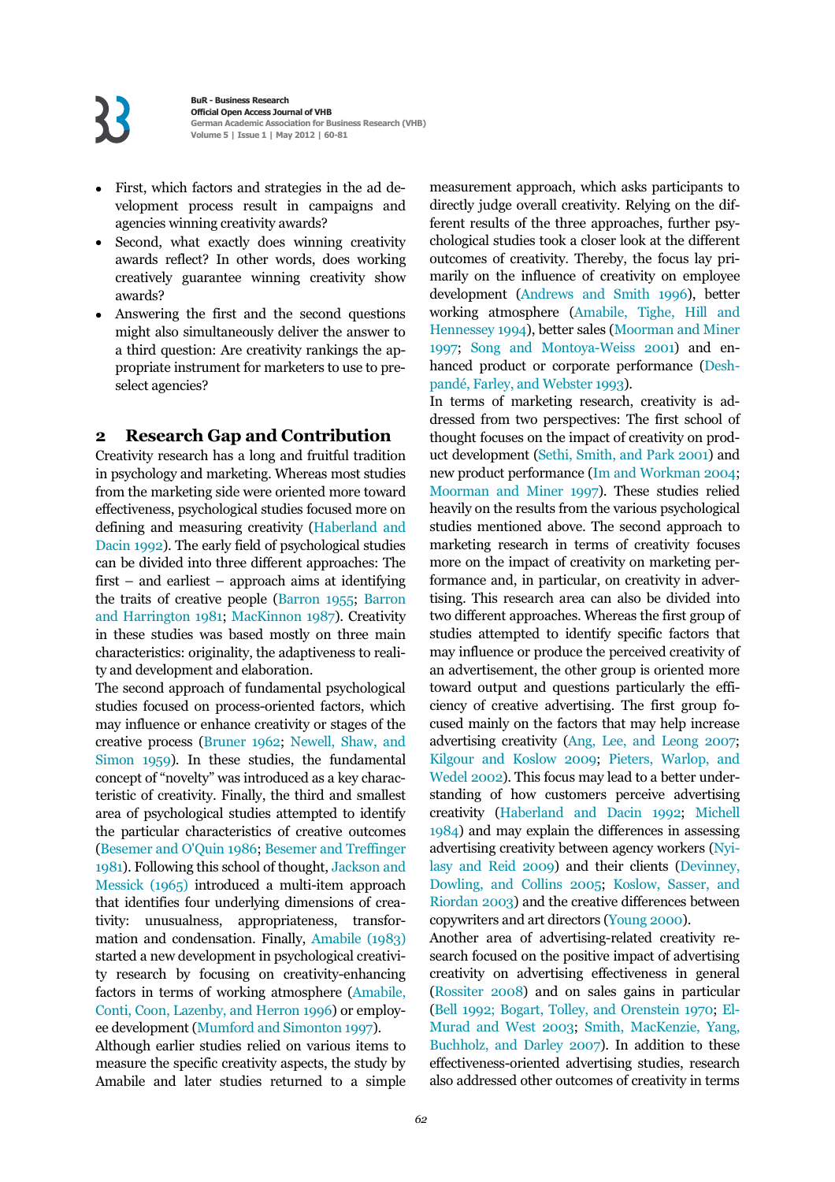- First, which factors and strategies in the ad development process result in campaigns and agencies winning creativity awards?
- Second, what exactly does winning creativity awards reflect? In other words, does working creatively guarantee winning creativity show awards?
- Answering the first and the second questions might also simultaneously deliver the answer to a third question: Are creativity rankings the appropriate instrument for marketers to use to preselect agencies?

## 2 Research Gap and Contribution

Creativity research has a long and fruitful tradition in psychology and marketing. Whereas most studies from the marketing side were oriented more toward effectiveness, psychological studies focused more on defining and measuring creativity (Haberland and Dacin 1992). The early field of psychological studies can be divided into three different approaches: The first – and earliest – approach aims at identifying the traits of creative people (Barron 1955; Barron and Harrington 1981; MacKinnon 1987). Creativity in these studies was based mostly on three main characteristics: originality, the adaptiveness to reality and development and elaboration.

The second approach of fundamental psychological studies focused on process-oriented factors, which may influence or enhance creativity or stages of the creative process (Bruner 1962; Newell, Shaw, and Simon 1959). In these studies, the fundamental concept of "novelty" was introduced as a key characteristic of creativity. Finally, the third and smallest area of psychological studies attempted to identify the particular characteristics of creative outcomes (Besemer and O'Quin 1986; Besemer and Treffinger 1981). Following this school of thought, Jackson and Messick (1965) introduced a multi-item approach that identifies four underlying dimensions of creativity: unusualness, appropriateness, transformation and condensation. Finally, Amabile (1983) started a new development in psychological creativity research by focusing on creativity-enhancing factors in terms of working atmosphere (Amabile, Conti, Coon, Lazenby, and Herron 1996) or employee development (Mumford and Simonton 1997).

Although earlier studies relied on various items to measure the specific creativity aspects, the study by Amabile and later studies returned to a simple measurement approach, which asks participants to directly judge overall creativity. Relying on the different results of the three approaches, further psychological studies took a closer look at the different outcomes of creativity. Thereby, the focus lay primarily on the influence of creativity on employee development (Andrews and Smith 1996), better working atmosphere (Amabile, Tighe, Hill and Hennessey 1994), better sales (Moorman and Miner 1997; Song and Montoya-Weiss 2001) and enhanced product or corporate performance (Deshpandé, Farley, and Webster 1993).

In terms of marketing research, creativity is addressed from two perspectives: The first school of thought focuses on the impact of creativity on product development (Sethi, Smith, and Park 2001) and new product performance (Im and Workman 2004; Moorman and Miner 1997). These studies relied heavily on the results from the various psychological studies mentioned above. The second approach to marketing research in terms of creativity focuses more on the impact of creativity on marketing performance and, in particular, on creativity in advertising. This research area can also be divided into two different approaches. Whereas the first group of studies attempted to identify specific factors that may influence or produce the perceived creativity of an advertisement, the other group is oriented more toward output and questions particularly the efficiency of creative advertising. The first group focused mainly on the factors that may help increase advertising creativity (Ang, Lee, and Leong 2007; Kilgour and Koslow 2009; Pieters, Warlop, and Wedel 2002). This focus may lead to a better understanding of how customers perceive advertising creativity (Haberland and Dacin 1992; Michell 1984) and may explain the differences in assessing advertising creativity between agency workers (Nyilasy and Reid 2009) and their clients (Devinney, Dowling, and Collins 2005; Koslow, Sasser, and Riordan 2003) and the creative differences between copywriters and art directors (Young 2000).

Another area of advertising-related creativity research focused on the positive impact of advertising creativity on advertising effectiveness in general (Rossiter 2008) and on sales gains in particular (Bell 1992; Bogart, Tolley, and Orenstein 1970; El-Murad and West 2003; Smith, MacKenzie, Yang, Buchholz, and Darley 2007). In addition to these effectiveness-oriented advertising studies, research also addressed other outcomes of creativity in terms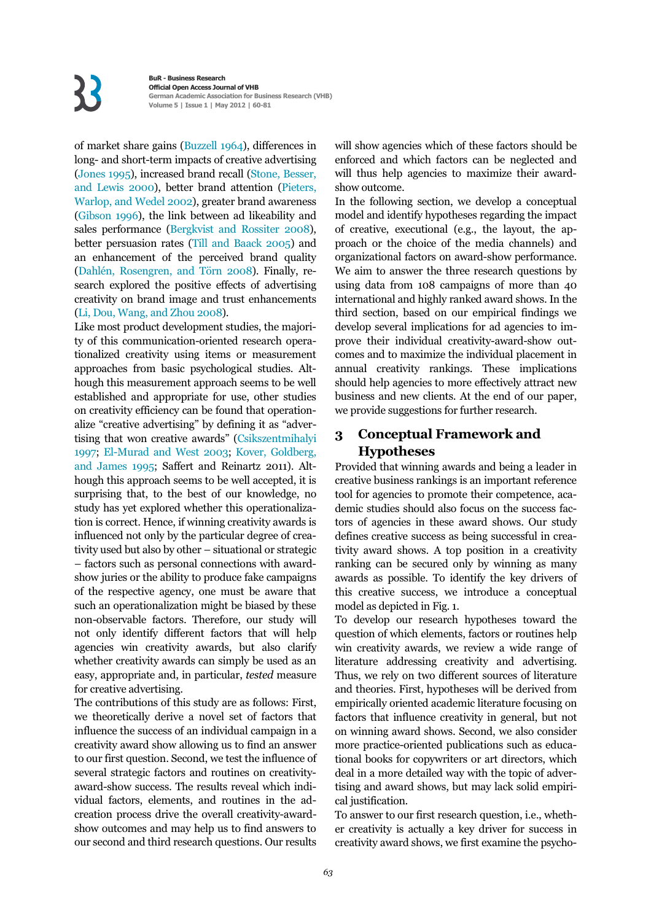of market share gains (Buzzell 1964), differences in long- and short-term impacts of creative advertising (Jones 1995), increased brand recall (Stone, Besser, and Lewis 2000), better brand attention (Pieters, Warlop, and Wedel 2002), greater brand awareness (Gibson 1996), the link between ad likeability and sales performance (Bergkvist and Rossiter 2008), better persuasion rates (Till and Baack 2005) and an enhancement of the perceived brand quality (Dahlén, Rosengren, and Törn 2008). Finally, research explored the positive effects of advertising creativity on brand image and trust enhancements (Li, Dou, Wang, and Zhou 2008).

Like most product development studies, the majority of this communication-oriented research operationalized creativity using items or measurement approaches from basic psychological studies. Although this measurement approach seems to be well established and appropriate for use, other studies on creativity efficiency can be found that operationalize "creative advertising" by defining it as "advertising that won creative awards" (Csikszentmihalyi 1997; El-Murad and West 2003; Kover, Goldberg, and James 1995; Saffert and Reinartz 2011). Although this approach seems to be well accepted, it is surprising that, to the best of our knowledge, no study has yet explored whether this operationalization is correct. Hence, if winning creativity awards is influenced not only by the particular degree of creativity used but also by other – situational or strategic – factors such as personal connections with award-show juries or the ability to produce fake campaigns of the respective agency, one must be aware that such an operationalization might be biased by these non-observable factors. Therefore, our study will not only identify different factors that will help agencies win creativity awards, but also clarify whether creativity awards can simply be used as an easy, appropriate and, in particular, *tested* measure for creative advertising.

The contributions of this study are as follows: First, we theoretically derive a novel set of factors that influence the success of an individual campaign in a creativity award show allowing us to find an answer to our first question. Second, we test the influence of several strategic factors and routines on creativity-award-show success. The results reveal which individual factors, elements, and routines in the ad-creation process drive the overall creativity-award-show outcomes and may help us to find answers to our second and third research questions. Our results will show agencies which of these factors should be enforced and which factors can be neglected and will thus help agencies to maximize their award-show outcome.

In the following section, we develop a conceptual model and identify hypotheses regarding the impact of creative, executional (e.g., the layout, the approach or the choice of the media channels) and organizational factors on award-show performance. We aim to answer the three research questions by using data from 108 campaigns of more than 40 international and highly ranked award shows. In the third section, based on our empirical findings we develop several implications for ad agencies to improve their individual creativity-award-show outcomes and to maximize the individual placement in annual creativity rankings. These implications should help agencies to more effectively attract new business and new clients. At the end of our paper, we provide suggestions for further research.

## 3 Conceptual Framework and Hypotheses

Provided that winning awards and being a leader in creative business rankings is an important reference tool for agencies to promote their competence, academic studies should also focus on the success factors of agencies in these award shows. Our study defines creative success as being successful in creativity award shows. A top position in a creativity ranking can be secured only by winning as many awards as possible. To identify the key drivers of this creative success, we introduce a conceptual model as depicted in Fig. 1.

To develop our research hypotheses toward the question of which elements, factors or routines help win creativity awards, we review a wide range of literature addressing creativity and advertising. Thus, we rely on two different sources of literature and theories. First, hypotheses will be derived from empirically oriented academic literature focusing on factors that influence creativity in general, but not on winning award shows. Second, we also consider more practice-oriented publications such as educational books for copywriters or art directors, which deal in a more detailed way with the topic of advertising and award shows, but may lack solid empirical justification.

To answer to our first research question, i.e., whether creativity is actually a key driver for success in creativity award shows, we first examine the psycho-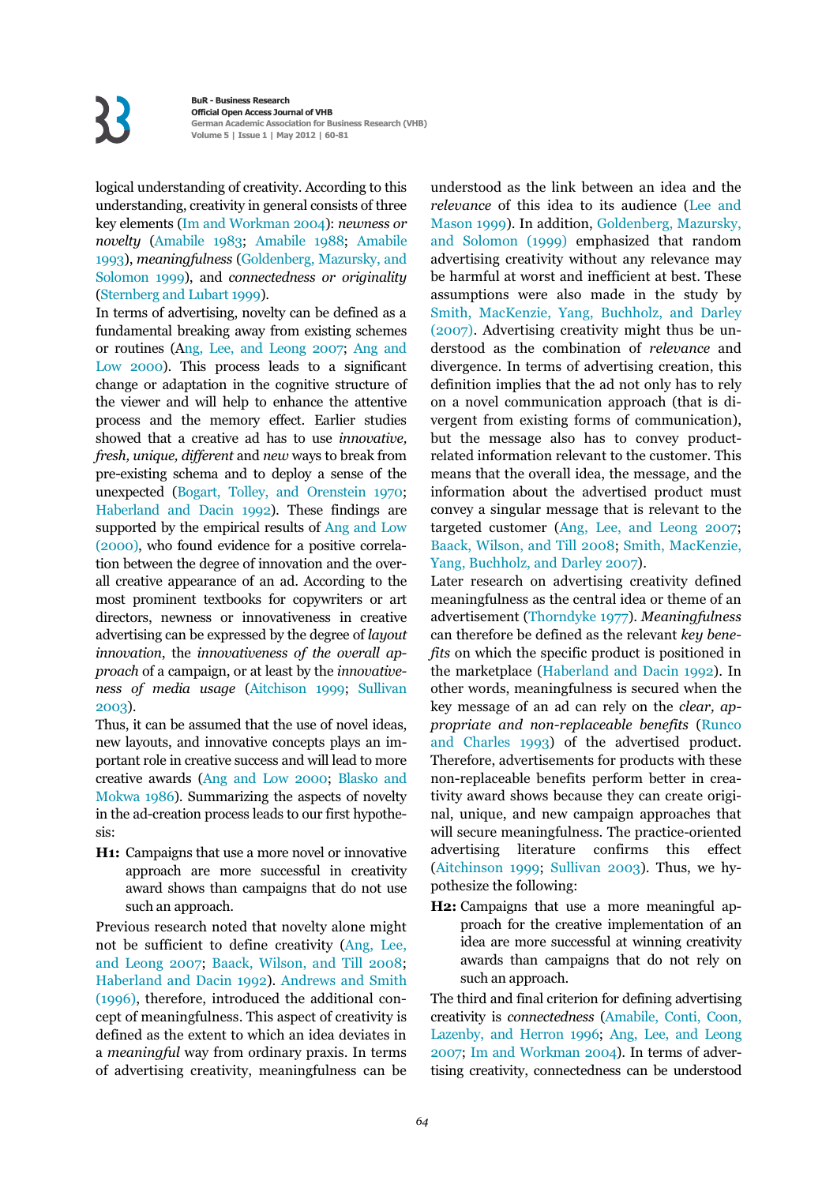logical understanding of creativity. According to this understanding, creativity in general consists of three key elements (Im and Workman 2004): *newness or novelty* (Amabile 1983; Amabile 1988; Amabile 1993), *meaningfulness* (Goldenberg, Mazursky, and Solomon 1999), and *connectedness or originality* (Sternberg and Lubart 1999).

In terms of advertising, novelty can be defined as a fundamental breaking away from existing schemes or routines (Ang, Lee, and Leong 2007; Ang and Low 2000). This process leads to a significant change or adaptation in the cognitive structure of the viewer and will help to enhance the attentive process and the memory effect. Earlier studies showed that a creative ad has to use *innovative, fresh, unique, different* and *new* ways to break from pre-existing schema and to deploy a sense of the unexpected (Bogart, Tolley, and Orenstein 1970; Haberland and Dacin 1992). These findings are supported by the empirical results of Ang and Low (2000), who found evidence for a positive correlation between the degree of innovation and the overall creative appearance of an ad. According to the most prominent textbooks for copywriters or art directors, newness or innovativeness in creative advertising can be expressed by the degree of *layout innovation*, the *innovativeness of the overall approach* of a campaign, or at least by the *innovativeness of media usage* (Aitchison 1999; Sullivan 2003).

Thus, it can be assumed that the use of novel ideas, new layouts, and innovative concepts plays an important role in creative success and will lead to more creative awards (Ang and Low 2000; Blasko and Mokwa 1986). Summarizing the aspects of novelty in the ad-creation process leads to our first hypothesis:

- **H1:** Campaigns that use a more novel or innovative approach are more successful in creativity award shows than campaigns that do not use such an approach.

Previous research noted that novelty alone might not be sufficient to define creativity (Ang, Lee, and Leong 2007; Baack, Wilson, and Till 2008; Haberland and Dacin 1992). Andrews and Smith (1996), therefore, introduced the additional concept of meaningfulness. This aspect of creativity is defined as the extent to which an idea deviates in a *meaningful* way from ordinary praxis. In terms of advertising creativity, meaningfulness can be understood as the link between an idea and the *relevance* of this idea to its audience (Lee and Mason 1999). In addition, Goldenberg, Mazursky, and Solomon (1999) emphasized that random advertising creativity without any relevance may be harmful at worst and inefficient at best. These assumptions were also made in the study by Smith, MacKenzie, Yang, Buchholz, and Darley (2007). Advertising creativity might thus be understood as the combination of *relevance* and divergence. In terms of advertising creation, this definition implies that the ad not only has to rely on a novel communication approach (that is divergent from existing forms of communication), but the message also has to convey product-related information relevant to the customer. This means that the overall idea, the message, and the information about the advertised product must convey a singular message that is relevant to the targeted customer (Ang, Lee, and Leong 2007; Baack, Wilson, and Till 2008; Smith, MacKenzie, Yang, Buchholz, and Darley 2007).

Later research on advertising creativity defined meaningfulness as the central idea or theme of an advertisement (Thorndyke 1977). *Meaningfulness* can therefore be defined as the relevant *key benefits* on which the specific product is positioned in the marketplace (Haberland and Dacin 1992). In other words, meaningfulness is secured when the key message of an ad can rely on the *clear, appropriate and non-replaceable benefits* (Runco and Charles 1993) of the advertised product. Therefore, advertisements for products with these non-replaceable benefits perform better in creativity award shows because they can create original, unique, and new campaign approaches that will secure meaningfulness. The practice-oriented advertising literature confirms this effect (Aitchinson 1999; Sullivan 2003). Thus, we hypothesize the following:

- **H2:** Campaigns that use a more meaningful approach for the creative implementation of an idea are more successful at winning creativity awards than campaigns that do not rely on such an approach.

The third and final criterion for defining advertising creativity is *connectedness* (Amabile, Conti, Coon, Lazenby, and Herron 1996; Ang, Lee, and Leong 2007; Im and Workman 2004). In terms of advertising creativity, connectedness can be understood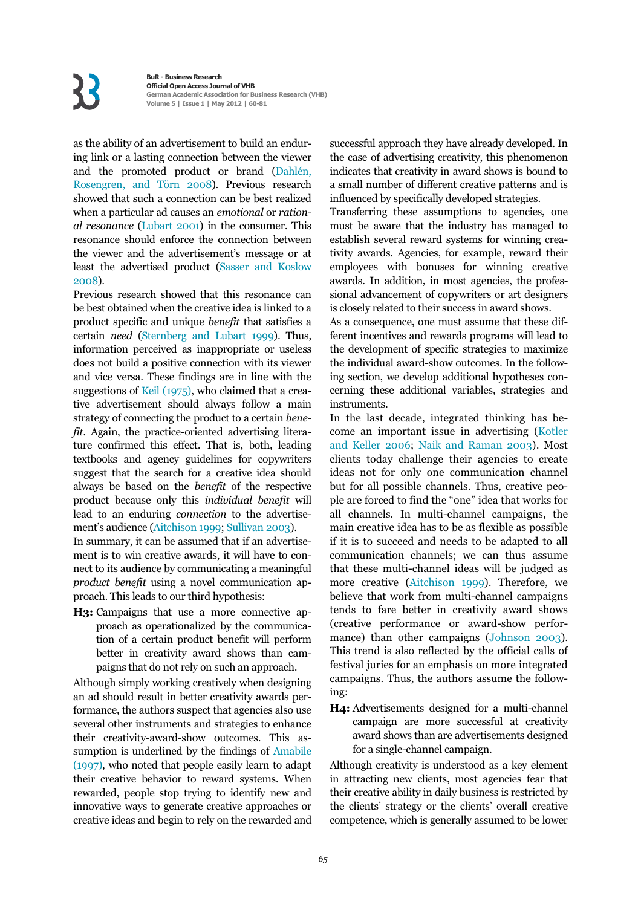as the ability of an advertisement to build an enduring link or a lasting connection between the viewer and the promoted product or brand (Dahlén, Rosengren, and Törn 2008). Previous research showed that such a connection can be best realized when a particular ad causes an *emotional* or *rational resonance* (Lubart 2001) in the consumer. This resonance should enforce the connection between the viewer and the advertisement's message or at least the advertised product (Sasser and Koslow 2008).

Previous research showed that this resonance can be best obtained when the creative idea is linked to a product specific and unique *benefit* that satisfies a certain *need* (Sternberg and Lubart 1999). Thus, information perceived as inappropriate or useless does not build a positive connection with its viewer and vice versa. These findings are in line with the suggestions of Keil (1975), who claimed that a creative advertisement should always follow a main strategy of connecting the product to a certain *benefit*. Again, the practice-oriented advertising literature confirmed this effect. That is, both, leading textbooks and agency guidelines for copywriters suggest that the search for a creative idea should always be based on the *benefit* of the respective product because only this *individual benefit* will lead to an enduring *connection* to the advertisement's audience (Aitchison 1999; Sullivan 2003).

In summary, it can be assumed that if an advertisement is to win creative awards, it will have to connect to its audience by communicating a meaningful *product benefit* using a novel communication approach. This leads to our third hypothesis:

**H3:** Campaigns that use a more connective approach as operationalized by the communication of a certain product benefit will perform better in creativity award shows than campaigns that do not rely on such an approach.

Although simply working creatively when designing an ad should result in better creativity awards performance, the authors suspect that agencies also use several other instruments and strategies to enhance their creativity-award-show outcomes. This assumption is underlined by the findings of Amabile (1997), who noted that people easily learn to adapt their creative behavior to reward systems. When rewarded, people stop trying to identify new and innovative ways to generate creative approaches or creative ideas and begin to rely on the rewarded and successful approach they have already developed. In the case of advertising creativity, this phenomenon indicates that creativity in award shows is bound to a small number of different creative patterns and is influenced by specifically developed strategies.

Transferring these assumptions to agencies, one must be aware that the industry has managed to establish several reward systems for winning creativity awards. Agencies, for example, reward their employees with bonuses for winning creative awards. In addition, in most agencies, the professional advancement of copywriters or art designers is closely related to their success in award shows.

As a consequence, one must assume that these different incentives and rewards programs will lead to the development of specific strategies to maximize the individual award-show outcomes. In the following section, we develop additional hypotheses concerning these additional variables, strategies and instruments.

In the last decade, integrated thinking has become an important issue in advertising (Kotler and Keller 2006; Naik and Raman 2003). Most clients today challenge their agencies to create ideas not for only one communication channel but for all possible channels. Thus, creative people are forced to find the "one" idea that works for all channels. In multi-channel campaigns, the main creative idea has to be as flexible as possible if it is to succeed and needs to be adapted to all communication channels; we can thus assume that these multi-channel ideas will be judged as more creative (Aitchison 1999). Therefore, we believe that work from multi-channel campaigns tends to fare better in creativity award shows (creative performance or award-show performance) than other campaigns (Johnson 2003). This trend is also reflected by the official calls of festival juries for an emphasis on more integrated campaigns. Thus, the authors assume the following:

**H4:** Advertisements designed for a multi-channel campaign are more successful at creativity award shows than are advertisements designed for a single-channel campaign.

Although creativity is understood as a key element in attracting new clients, most agencies fear that their creative ability in daily business is restricted by the clients' strategy or the clients' overall creative competence, which is generally assumed to be lower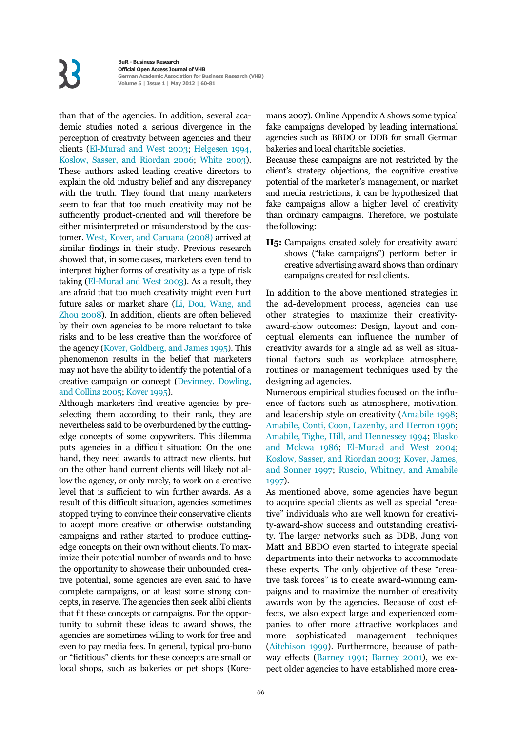than that of the agencies. In addition, several academic studies noted a serious divergence in the perception of creativity between agencies and their clients (El-Murad and West 2003; Helgesen 1994, Koslow, Sasser, and Riordan 2006; White 2003). These authors asked leading creative directors to explain the old industry belief and any discrepancy with the truth. They found that many marketers seem to fear that too much creativity may not be sufficiently product-oriented and will therefore be either misinterpreted or misunderstood by the customer. West, Kover, and Caruana (2008) arrived at similar findings in their study. Previous research showed that, in some cases, marketers even tend to interpret higher forms of creativity as a type of risk taking (El-Murad and West 2003). As a result, they are afraid that too much creativity might even hurt future sales or market share (Li, Dou, Wang, and Zhou 2008). In addition, clients are often believed by their own agencies to be more reluctant to take risks and to be less creative than the workforce of the agency (Kover, Goldberg, and James 1995). This phenomenon results in the belief that marketers may not have the ability to identify the potential of a creative campaign or concept (Devinney, Dowling, and Collins 2005; Kover 1995).

Although marketers find creative agencies by preselecting them according to their rank, they are nevertheless said to be overburdened by the cutting-edge concepts of some copywriters. This dilemma puts agencies in a difficult situation: On the one hand, they need awards to attract new clients, but on the other hand current clients will likely not allow the agency, or only rarely, to work on a creative level that is sufficient to win further awards. As a result of this difficult situation, agencies sometimes stopped trying to convince their conservative clients to accept more creative or otherwise outstanding campaigns and rather started to produce cutting-edge concepts on their own without clients. To maximize their potential number of awards and to have the opportunity to showcase their unbounded creative potential, some agencies are even said to have complete campaigns, or at least some strong concepts, in reserve. The agencies then seek alibi clients that fit these concepts or campaigns. For the opportunity to submit these ideas to award shows, the agencies are sometimes willing to work for free and even to pay media fees. In general, typical pro-bono or "fictitious" clients for these concepts are small or local shops, such as bakeries or pet shops (Koremans 2007). Online Appendix A shows some typical fake campaigns developed by leading international agencies such as BBDO or DDB for small German bakeries and local charitable societies.

Because these campaigns are not restricted by the client's strategy objections, the cognitive creative potential of the marketer's management, or market and media restrictions, it can be hypothesized that fake campaigns allow a higher level of creativity than ordinary campaigns. Therefore, we postulate the following:

**H5:** Campaigns created solely for creativity award shows ("fake campaigns") perform better in creative advertising award shows than ordinary campaigns created for real clients.

In addition to the above mentioned strategies in the ad-development process, agencies can use other strategies to maximize their creativity-award-show outcomes: Design, layout and conceptual elements can influence the number of creativity awards for a single ad as well as situational factors such as workplace atmosphere, routines or management techniques used by the designing ad agencies.

Numerous empirical studies focused on the influence of factors such as atmosphere, motivation, and leadership style on creativity (Amabile 1998; Amabile, Conti, Coon, Lazenby, and Herron 1996; Amabile, Tighe, Hill, and Hennessey 1994; Blasko and Mokwa 1986; El-Murad and West 2004; Koslow, Sasser, and Riordan 2003; Kover, James, and Sonner 1997; Ruscio, Whitney, and Amabile 1997).

As mentioned above, some agencies have begun to acquire special clients as well as special "creative" individuals who are well known for creativity-award-show success and outstanding creativity. The larger networks such as DDB, Jung von Matt and BBDO even started to integrate special departments into their networks to accommodate these experts. The only objective of these "creative task forces" is to create award-winning campaigns and to maximize the number of creativity awards won by the agencies. Because of cost effects, we also expect large and experienced companies to offer more attractive workplaces and more sophisticated management techniques (Aitchison 1999). Furthermore, because of pathway effects (Barney 1991; Barney 2001), we expect older agencies to have established more crea-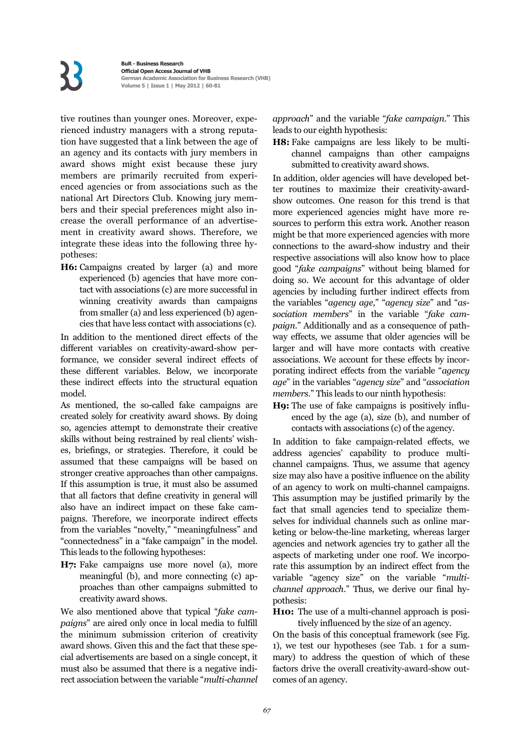tive routines than younger ones. Moreover, experienced industry managers with a strong reputation have suggested that a link between the age of an agency and its contacts with jury members in award shows might exist because these jury members are primarily recruited from experienced agencies or from associations such as the national Art Directors Club. Knowing jury members and their special preferences might also increase the overall performance of an advertisement in creativity award shows. Therefore, we integrate these ideas into the following three hypotheses:

**H6:** Campaigns created by larger (a) and more experienced (b) agencies that have more contact with associations (c) are more successful in winning creativity awards than campaigns from smaller (a) and less experienced (b) agencies that have less contact with associations (c).

In addition to the mentioned direct effects of the different variables on creativity-award-show performance, we consider several indirect effects of these different variables. Below, we incorporate these indirect effects into the structural equation model.

As mentioned, the so-called fake campaigns are created solely for creativity award shows. By doing so, agencies attempt to demonstrate their creative skills without being restrained by real clients' wishes, briefings, or strategies. Therefore, it could be assumed that these campaigns will be based on stronger creative approaches than other campaigns. If this assumption is true, it must also be assumed that all factors that define creativity in general will also have an indirect impact on these fake campaigns. Therefore, we incorporate indirect effects from the variables "novelty," "meaningfulness" and "connectedness" in a "fake campaign" in the model. This leads to the following hypotheses:

**H7:** Fake campaigns use more novel (a), more meaningful (b), and more connecting (c) approaches than other campaigns submitted to creativity award shows.

We also mentioned above that typical "*fake campaigns*" are aired only once in local media to fulfill the minimum submission criterion of creativity award shows. Given this and the fact that these special advertisements are based on a single concept, it must also be assumed that there is a negative indirect association between the variable "*multi-channel approach*" and the variable "*fake campaign*." This leads to our eighth hypothesis:

**H8:** Fake campaigns are less likely to be multi-channel campaigns than other campaigns submitted to creativity award shows.

In addition, older agencies will have developed better routines to maximize their creativity-award-show outcomes. One reason for this trend is that more experienced agencies might have more resources to perform this extra work. Another reason might be that more experienced agencies with more connections to the award-show industry and their respective associations will also know how to place good "*fake campaigns*" without being blamed for doing so. We account for this advantage of older agencies by including further indirect effects from the variables "*agency age,*" "*agency size*" and "*association members*" in the variable "*fake campaign*." Additionally and as a consequence of pathway effects, we assume that older agencies will be larger and will have more contacts with creative associations. We account for these effects by incorporating indirect effects from the variable "*agency age*" in the variables "*agency size*" and "*association members*." This leads to our ninth hypothesis:

**H9:** The use of fake campaigns is positively influenced by the age (a), size (b), and number of contacts with associations (c) of the agency.

In addition to fake campaign-related effects, we address agencies' capability to produce multi-channel campaigns. Thus, we assume that agency size may also have a positive influence on the ability of an agency to work on multi-channel campaigns. This assumption may be justified primarily by the fact that small agencies tend to specialize themselves for individual channels such as online marketing or below-the-line marketing, whereas larger agencies and network agencies try to gather all the aspects of marketing under one roof. We incorporate this assumption by an indirect effect from the variable "agency size" on the variable "*multi-channel approach*." Thus, we derive our final hypothesis:

**H10:** The use of a multi-channel approach is positively influenced by the size of an agency.

On the basis of this conceptual framework (see Fig. 1), we test our hypotheses (see Tab. 1 for a summary) to address the question of which of these factors drive the overall creativity-award-show outcomes of an agency.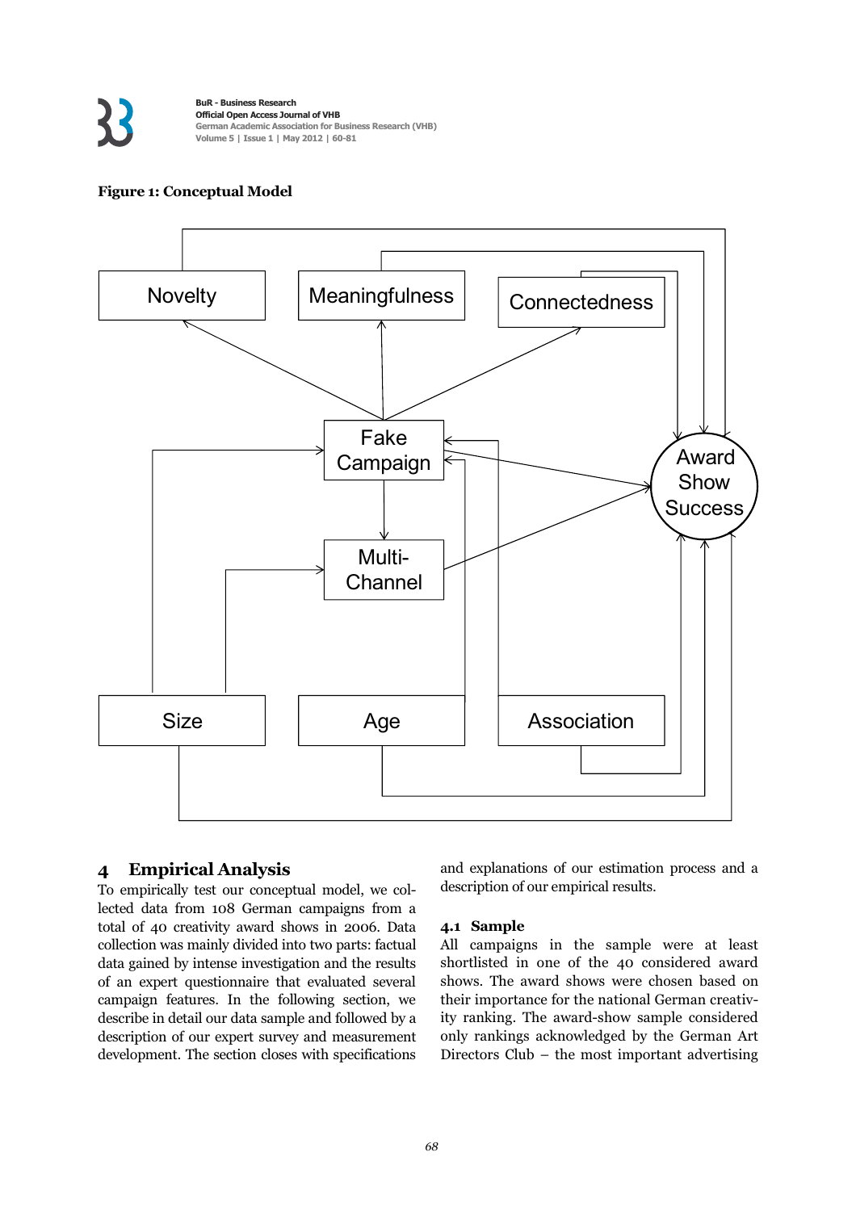**Figure 1: Conceptual Model**

Novelty

Meaningfulness

Connectedness

Fake Campaign

Multi-Channel

Award Show Success

Size

Age

Association

## 4 Empirical Analysis

To empirically test our conceptual model, we collected data from 108 German campaigns from a total of 40 creativity award shows in 2006. Data collection was mainly divided into two parts: factual data gained by intense investigation and the results of an expert questionnaire that evaluated several campaign features. In the following section, we describe in detail our data sample and followed by a description of our expert survey and measurement development. The section closes with specifications and explanations of our estimation process and a description of our empirical results.

### 4.1 Sample

All campaigns in the sample were at least shortlisted in one of the 40 considered award shows. The award shows were chosen based on their importance for the national German creativity ranking. The award-show sample considered only rankings acknowledged by the German Art Directors Club – the most important advertising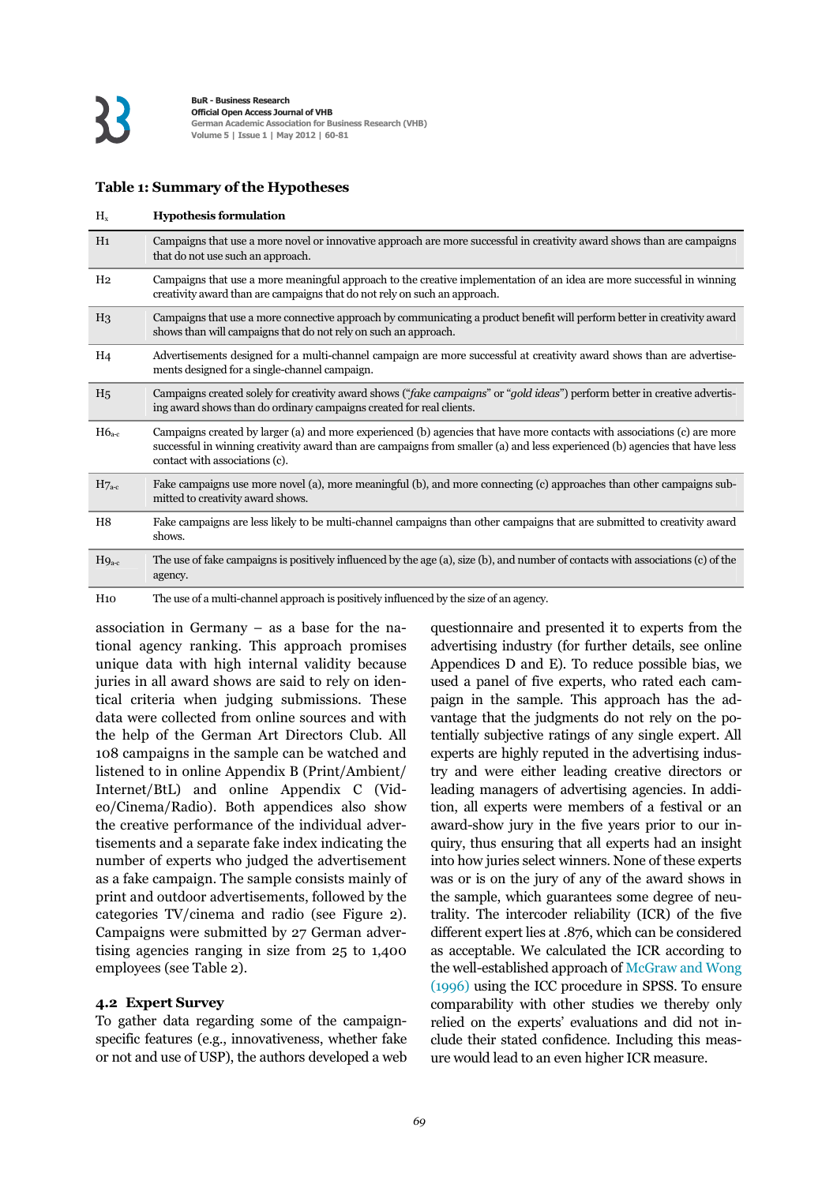**Table 1: Summary of the Hypotheses**

| $H_x$ | Hypothesis formulation |
|---|---|
| H1 | Campaigns that use a more novel or innovative approach are more successful in creativity award shows than are campaigns that do not use such an approach. |
| H2 | Campaigns that use a more meaningful approach to the creative implementation of an idea are more successful in winning creativity award than are campaigns that do not rely on such an approach. |
| H3 | Campaigns that use a more connective approach by communicating a product benefit will perform better in creativity award shows than will campaigns that do not rely on such an approach. |
| H4 | Advertisements designed for a multi-channel campaign are more successful at creativity award shows than are advertisements designed for a single-channel campaign. |
| H5 | Campaigns created solely for creativity award shows ("*fake campaigns*" or "*gold ideas*") perform better in creative advertising award shows than do ordinary campaigns created for real clients. |
| $H6_{a\text{-}c}$ | Campaigns created by larger (a) and more experienced (b) agencies that have more contacts with associations (c) are more successful in winning creativity award than are campaigns from smaller (a) and less experienced (b) agencies that have less contact with associations (c). |
| $H7_{a\text{-}c}$ | Fake campaigns use more novel (a), more meaningful (b), and more connecting (c) approaches than other campaigns submitted to creativity award shows. |
| H8 | Fake campaigns are less likely to be multi-channel campaigns than other campaigns that are submitted to creativity award shows. |
| $H9_{a\text{-}c}$ | The use of fake campaigns is positively influenced by the age (a), size (b), and number of contacts with associations (c) of the agency. |
| H10 | The use of a multi-channel approach is positively influenced by the size of an agency. |

association in Germany – as a base for the national agency ranking. This approach promises unique data with high internal validity because juries in all award shows are said to rely on identical criteria when judging submissions. These data were collected from online sources and with the help of the German Art Directors Club. All 108 campaigns in the sample can be watched and listened to in online Appendix B (Print/Ambient/Internet/BtL) and online Appendix C (Video/Cinema/Radio). Both appendices also show the creative performance of the individual advertisements and a separate fake index indicating the number of experts who judged the advertisement as a fake campaign. The sample consists mainly of print and outdoor advertisements, followed by the categories TV/cinema and radio (see Figure 2). Campaigns were submitted by 27 German advertising agencies ranging in size from 25 to 1,400 employees (see Table 2).

## 4.2 Expert Survey

To gather data regarding some of the campaign-specific features (e.g., innovativeness, whether fake or not and use of USP), the authors developed a web questionnaire and presented it to experts from the advertising industry (for further details, see online Appendices D and E). To reduce possible bias, we used a panel of five experts, who rated each campaign in the sample. This approach has the advantage that the judgments do not rely on the potentially subjective ratings of any single expert. All experts are highly reputed in the advertising industry and were either leading creative directors or leading managers of advertising agencies. In addition, all experts were members of a festival or an award-show jury in the five years prior to our inquiry, thus ensuring that all experts had an insight into how juries select winners. None of these experts was or is on the jury of any of the award shows in the sample, which guarantees some degree of neutrality. The intercoder reliability (ICR) of the five different expert lies at .876, which can be considered as acceptable. We calculated the ICR according to the well-established approach of McGraw and Wong (1996) using the ICC procedure in SPSS. To ensure comparability with other studies we thereby only relied on the experts' evaluations and did not include their stated confidence. Including this measure would lead to an even higher ICR measure.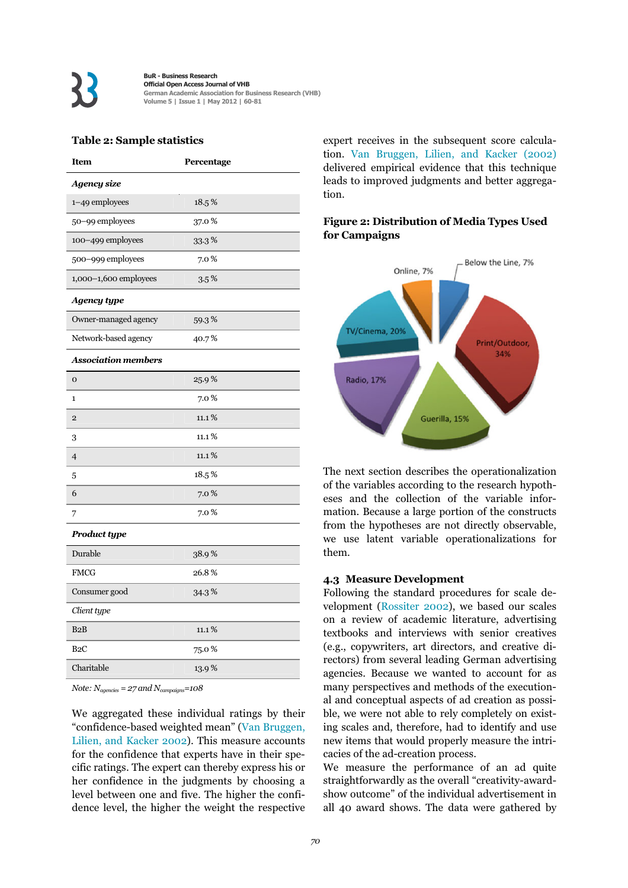**Table 2: Sample statistics**

| Item | Percentage |
|---|---|
| ***Agency size*** | |
| 1–49 employees | 18.5 % |
| 50–99 employees | 37.0 % |
| 100–499 employees | 33.3 % |
| 500–999 employees | 7.0 % |
| 1,000–1,600 employees | 3.5 % |
| ***Agency type*** | |
| Owner-managed agency | 59.3 % |
| Network-based agency | 40.7 % |
| ***Association members*** | |
| 0 | 25.9 % |
| 1 | 7.0 % |
| 2 | 11.1 % |
| 3 | 11.1 % |
| 4 | 11.1 % |
| 5 | 18.5 % |
| 6 | 7.0 % |
| 7 | 7.0 % |
| ***Product type*** | |
| Durable | 38.9 % |
| FMCG | 26.8 % |
| Consumer good | 34.3 % |
| *Client type* | |
| B2B | 11.1 % |
| B2C | 75.0 % |
| Charitable | 13.9 % |

*Note:* $N_{agencies} = 27$ *and* $N_{campaigns} = 108$

We aggregated these individual ratings by their "confidence-based weighted mean" (Van Bruggen, Lilien, and Kacker 2002). This measure accounts for the confidence that experts have in their specific ratings. The expert can thereby express his or her confidence in the judgments by choosing a level between one and five. The higher the confidence level, the higher the weight the respective expert receives in the subsequent score calculation. Van Bruggen, Lilien, and Kacker (2002) delivered empirical evidence that this technique leads to improved judgments and better aggregation.

**Figure 2: Distribution of Media Types Used for Campaigns**

Online, 7%; Below the Line, 7%; TV/Cinema, 20%; Print/Outdoor, 34%; Radio, 17%; Guerilla, 15%

The next section describes the operationalization of the variables according to the research hypotheses and the collection of the variable information. Because a large portion of the constructs from the hypotheses are not directly observable, we use latent variable operationalizations for them.

### 4.3 Measure Development

Following the standard procedures for scale development (Rossiter 2002), we based our scales on a review of academic literature, advertising textbooks and interviews with senior creatives (e.g., copywriters, art directors, and creative directors) from several leading German advertising agencies. Because we wanted to account for as many perspectives and methods of the executional and conceptual aspects of ad creation as possible, we were not able to rely completely on existing scales and, therefore, had to identify and use new items that would properly measure the intricacies of the ad-creation process.

We measure the performance of an ad quite straightforwardly as the overall "creativity-award-show outcome" of the individual advertisement in all 40 award shows. The data were gathered by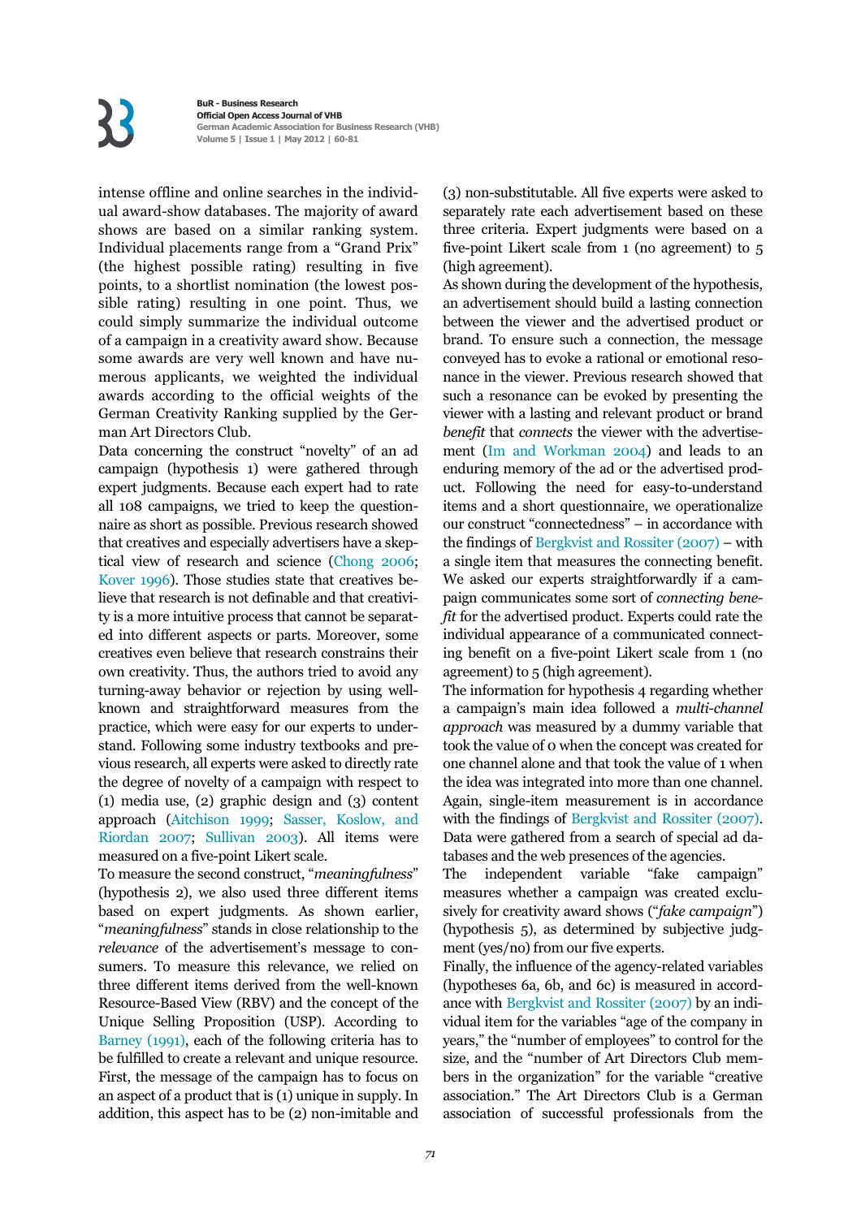intense offline and online searches in the individual award-show databases. The majority of award shows are based on a similar ranking system. Individual placements range from a "Grand Prix" (the highest possible rating) resulting in five points, to a shortlist nomination (the lowest possible rating) resulting in one point. Thus, we could simply summarize the individual outcome of a campaign in a creativity award show. Because some awards are very well known and have numerous applicants, we weighted the individual awards according to the official weights of the German Creativity Ranking supplied by the German Art Directors Club.

Data concerning the construct "novelty" of an ad campaign (hypothesis 1) were gathered through expert judgments. Because each expert had to rate all 108 campaigns, we tried to keep the questionnaire as short as possible. Previous research showed that creatives and especially advertisers have a skeptical view of research and science (Chong 2006; Kover 1996). Those studies state that creatives believe that research is not definable and that creativity is a more intuitive process that cannot be separated into different aspects or parts. Moreover, some creatives even believe that research constrains their own creativity. Thus, the authors tried to avoid any turning-away behavior or rejection by using well-known and straightforward measures from the practice, which were easy for our experts to understand. Following some industry textbooks and previous research, all experts were asked to directly rate the degree of novelty of a campaign with respect to (1) media use, (2) graphic design and (3) content approach (Aitchison 1999; Sasser, Koslow, and Riordan 2007; Sullivan 2003). All items were measured on a five-point Likert scale.

To measure the second construct, "*meaningfulness*" (hypothesis 2), we also used three different items based on expert judgments. As shown earlier, "*meaningfulness*" stands in close relationship to the *relevance* of the advertisement's message to consumers. To measure this relevance, we relied on three different items derived from the well-known Resource-Based View (RBV) and the concept of the Unique Selling Proposition (USP). According to Barney (1991), each of the following criteria has to be fulfilled to create a relevant and unique resource. First, the message of the campaign has to focus on an aspect of a product that is (1) unique in supply. In addition, this aspect has to be (2) non-imitable and (3) non-substitutable. All five experts were asked to separately rate each advertisement based on these three criteria. Expert judgments were based on a five-point Likert scale from 1 (no agreement) to 5 (high agreement).

As shown during the development of the hypothesis, an advertisement should build a lasting connection between the viewer and the advertised product or brand. To ensure such a connection, the message conveyed has to evoke a rational or emotional resonance in the viewer. Previous research showed that such a resonance can be evoked by presenting the viewer with a lasting and relevant product or brand *benefit* that *connects* the viewer with the advertisement (Im and Workman 2004) and leads to an enduring memory of the ad or the advertised product. Following the need for easy-to-understand items and a short questionnaire, we operationalize our construct "connectedness" – in accordance with the findings of Bergkvist and Rossiter (2007) – with a single item that measures the connecting benefit. We asked our experts straightforwardly if a campaign communicates some sort of *connecting benefit* for the advertised product. Experts could rate the individual appearance of a communicated connecting benefit on a five-point Likert scale from 1 (no agreement) to 5 (high agreement).

The information for hypothesis 4 regarding whether a campaign's main idea followed a *multi-channel approach* was measured by a dummy variable that took the value of 0 when the concept was created for one channel alone and that took the value of 1 when the idea was integrated into more than one channel. Again, single-item measurement is in accordance with the findings of Bergkvist and Rossiter (2007). Data were gathered from a search of special ad databases and the web presences of the agencies.

The independent variable "fake campaign" measures whether a campaign was created exclusively for creativity award shows ("*fake campaign*") (hypothesis 5), as determined by subjective judgment (yes/no) from our five experts.

Finally, the influence of the agency-related variables (hypotheses 6a, 6b, and 6c) is measured in accordance with Bergkvist and Rossiter (2007) by an individual item for the variables "age of the company in years," the "number of employees" to control for the size, and the "number of Art Directors Club members in the organization" for the variable "creative association." The Art Directors Club is a German association of successful professionals from the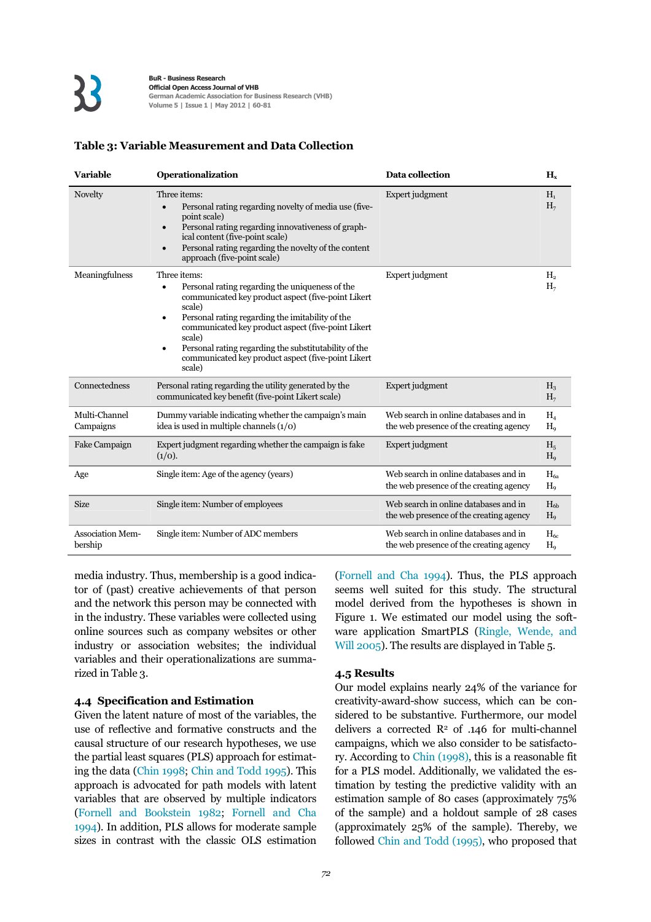**Table 3: Variable Measurement and Data Collection**

| Variable | Operationalization | Data collection | $H_x$ |
|---|---|---|---|
| Novelty | Three items: • Personal rating regarding novelty of media use (five-point scale) • Personal rating regarding innovativeness of graphical content (five-point scale) • Personal rating regarding the novelty of the content approach (five-point scale) | Expert judgment | $H_1$ $H_7$ |
| Meaningfulness | Three items: • Personal rating regarding the uniqueness of the communicated key product aspect (five-point Likert scale) • Personal rating regarding the imitability of the communicated key product aspect (five-point Likert scale) • Personal rating regarding the substitutability of the communicated key product aspect (five-point Likert scale) | Expert judgment | $H_2$ $H_7$ |
| Connectedness | Personal rating regarding the utility generated by the communicated key benefit (five-point Likert scale) | Expert judgment | $H_3$ $H_7$ |
| Multi-Channel Campaigns | Dummy variable indicating whether the campaign's main idea is used in multiple channels (1/0) | Web search in online databases and in the web presence of the creating agency | $H_4$ $H_9$ |
| Fake Campaign | Expert judgment regarding whether the campaign is fake (1/0). | Expert judgment | $H_5$ $H_9$ |
| Age | Single item: Age of the agency (years) | Web search in online databases and in the web presence of the creating agency | $H_{6a}$ $H_9$ |
| Size | Single item: Number of employees | Web search in online databases and in the web presence of the creating agency | $H_{6b}$ $H_9$ |
| Association Membership | Single item: Number of ADC members | Web search in online databases and in the web presence of the creating agency | $H_{6c}$ $H_9$ |

media industry. Thus, membership is a good indicator of (past) creative achievements of that person and the network this person may be connected with in the industry. These variables were collected using online sources such as company websites or other industry or association websites; the individual variables and their operationalizations are summarized in Table 3.

### 4.4 Specification and Estimation

Given the latent nature of most of the variables, the use of reflective and formative constructs and the causal structure of our research hypotheses, we use the partial least squares (PLS) approach for estimating the data (Chin 1998; Chin and Todd 1995). This approach is advocated for path models with latent variables that are observed by multiple indicators (Fornell and Bookstein 1982; Fornell and Cha 1994). In addition, PLS allows for moderate sample sizes in contrast with the classic OLS estimation (Fornell and Cha 1994). Thus, the PLS approach seems well suited for this study. The structural model derived from the hypotheses is shown in Figure 1. We estimated our model using the software application SmartPLS (Ringle, Wende, and Will 2005). The results are displayed in Table 5.

### 4.5 Results

Our model explains nearly 24% of the variance for creativity-award-show success, which can be considered to be substantive. Furthermore, our model delivers a corrected $R^2$ of .146 for multi-channel campaigns, which we also consider to be satisfactory. According to Chin (1998), this is a reasonable fit for a PLS model. Additionally, we validated the estimation by testing the predictive validity with an estimation sample of 80 cases (approximately 75% of the sample) and a holdout sample of 28 cases (approximately 25% of the sample). Thereby, we followed Chin and Todd (1995), who proposed that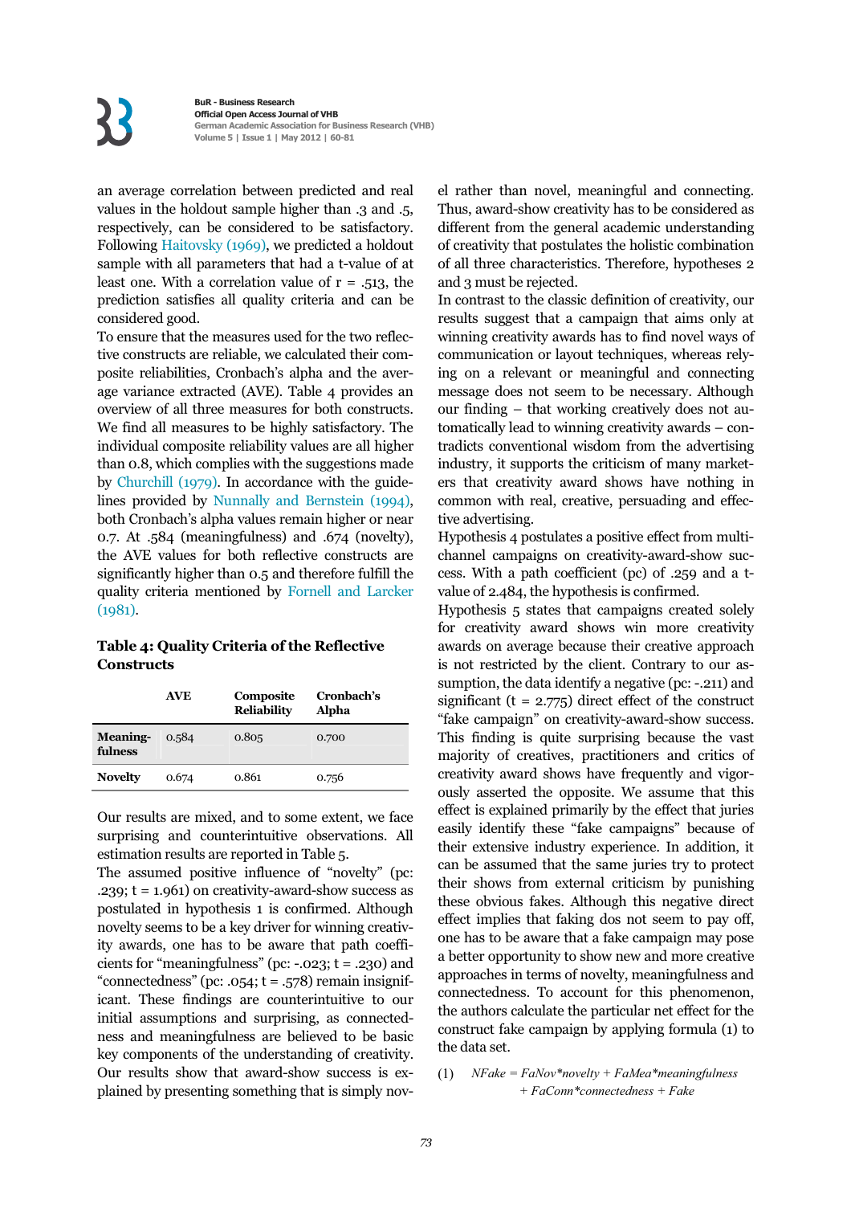an average correlation between predicted and real values in the holdout sample higher than .3 and .5, respectively, can be considered to be satisfactory. Following Haitovsky (1969), we predicted a holdout sample with all parameters that had a t-value of at least one. With a correlation value of r = .513, the prediction satisfies all quality criteria and can be considered good.

To ensure that the measures used for the two reflective constructs are reliable, we calculated their composite reliabilities, Cronbach's alpha and the average variance extracted (AVE). Table 4 provides an overview of all three measures for both constructs. We find all measures to be highly satisfactory. The individual composite reliability values are all higher than 0.8, which complies with the suggestions made by Churchill (1979). In accordance with the guidelines provided by Nunnally and Bernstein (1994), both Cronbach's alpha values remain higher or near 0.7. At .584 (meaningfulness) and .674 (novelty), the AVE values for both reflective constructs are significantly higher than 0.5 and therefore fulfill the quality criteria mentioned by Fornell and Larcker (1981).

**Table 4: Quality Criteria of the Reflective Constructs**

| | AVE | Composite Reliability | Cronbach's Alpha |
|---|---|---|---|
| **Meaningfulness** | 0.584 | 0.805 | 0.700 |
| **Novelty** | 0.674 | 0.861 | 0.756 |

Our results are mixed, and to some extent, we face surprising and counterintuitive observations. All estimation results are reported in Table 5.

The assumed positive influence of "novelty" (pc: .239; t = 1.961) on creativity-award-show success as postulated in hypothesis 1 is confirmed. Although novelty seems to be a key driver for winning creativity awards, one has to be aware that path coefficients for "meaningfulness" (pc: -.023; t = .230) and "connectedness" (pc: .054; t = .578) remain insignificant. These findings are counterintuitive to our initial assumptions and surprising, as connectedness and meaningfulness are believed to be basic key components of the understanding of creativity. Our results show that award-show success is explained by presenting something that is simply novel rather than novel, meaningful and connecting. Thus, award-show creativity has to be considered as different from the general academic understanding of creativity that postulates the holistic combination of all three characteristics. Therefore, hypotheses 2 and 3 must be rejected.

In contrast to the classic definition of creativity, our results suggest that a campaign that aims only at winning creativity awards has to find novel ways of communication or layout techniques, whereas relying on a relevant or meaningful and connecting message does not seem to be necessary. Although our finding – that working creatively does not automatically lead to winning creativity awards – contradicts conventional wisdom from the advertising industry, it supports the criticism of many marketers that creativity award shows have nothing in common with real, creative, persuading and effective advertising.

Hypothesis 4 postulates a positive effect from multichannel campaigns on creativity-award-show success. With a path coefficient (pc) of .259 and a t-value of 2.484, the hypothesis is confirmed.

Hypothesis 5 states that campaigns created solely for creativity award shows win more creativity awards on average because their creative approach is not restricted by the client. Contrary to our assumption, the data identify a negative (pc: -.211) and significant (t = 2.775) direct effect of the construct "fake campaign" on creativity-award-show success. This finding is quite surprising because the vast majority of creatives, practitioners and critics of creativity award shows have frequently and vigorously asserted the opposite. We assume that this effect is explained primarily by the effect that juries easily identify these "fake campaigns" because of their extensive industry experience. In addition, it can be assumed that the same juries try to protect their shows from external criticism by punishing these obvious fakes. Although this negative direct effect implies that faking dos not seem to pay off, one has to be aware that a fake campaign may pose a better opportunity to show new and more creative approaches in terms of novelty, meaningfulness and connectedness. To account for this phenomenon, the authors calculate the particular net effect for the construct fake campaign by applying formula (1) to the data set.

$$NFake = FaNov*novelty + FaMea*meaningfulness + FaConn*connectedness + Fake \quad (1)$$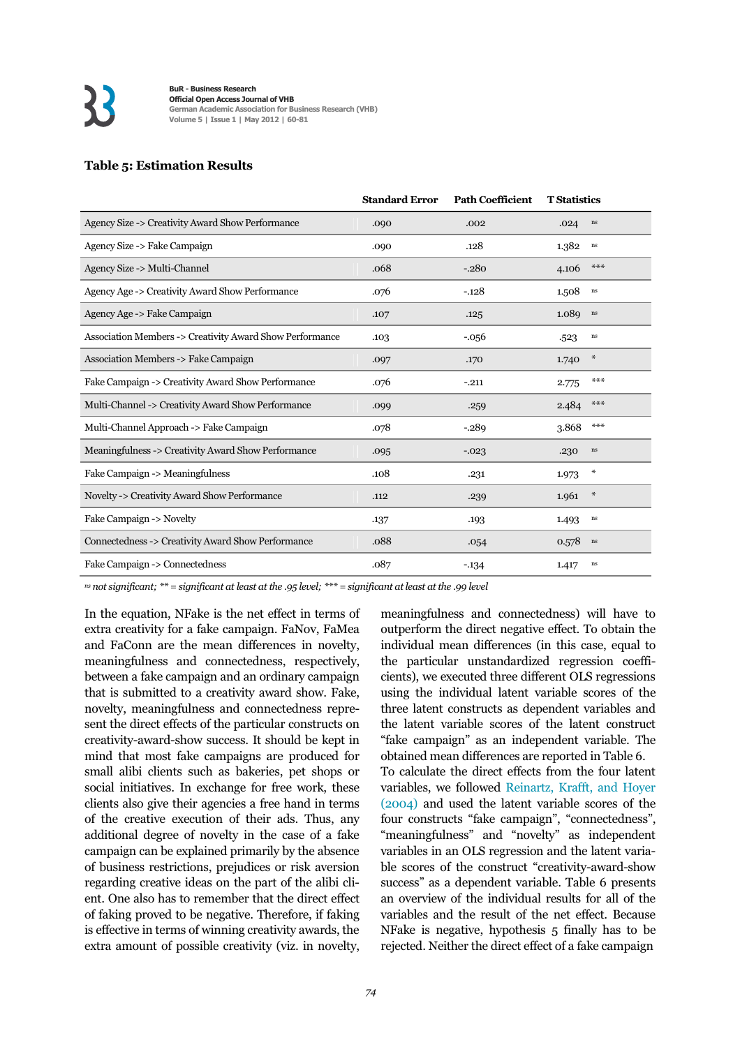### Table 5: Estimation Results

| | Standard Error | Path Coefficient | T Statistics | |
|---|---|---|---|---|
| Agency Size -> Creativity Award Show Performance | .090 | .002 | .024 | ns |
| Agency Size -> Fake Campaign | .090 | .128 | 1.382 | ns |
| Agency Size -> Multi-Channel | .068 | -.280 | 4.106 | *** |
| Agency Age -> Creativity Award Show Performance | .076 | -.128 | 1.508 | ns |
| Agency Age -> Fake Campaign | .107 | .125 | 1.089 | ns |
| Association Members -> Creativity Award Show Performance | .103 | -.056 | .523 | ns |
| Association Members -> Fake Campaign | .097 | .170 | 1.740 | * |
| Fake Campaign -> Creativity Award Show Performance | .076 | -.211 | 2.775 | *** |
| Multi-Channel -> Creativity Award Show Performance | .099 | .259 | 2.484 | *** |
| Multi-Channel Approach -> Fake Campaign | .078 | -.289 | 3.868 | *** |
| Meaningfulness -> Creativity Award Show Performance | .095 | -.023 | .230 | ns |
| Fake Campaign -> Meaningfulness | .108 | .231 | 1.973 | * |
| Novelty -> Creativity Award Show Performance | .112 | .239 | 1.961 | * |
| Fake Campaign -> Novelty | .137 | .193 | 1.493 | ns |
| Connectedness -> Creativity Award Show Performance | .088 | .054 | 0.578 | ns |
| Fake Campaign -> Connectedness | .087 | -.134 | 1.417 | ns |

*ns not significant; ** = significant at least at the .95 level; *** = significant at least at the .99 level*

In the equation, NFake is the net effect in terms of extra creativity for a fake campaign. FaNov, FaMea and FaConn are the mean differences in novelty, meaningfulness and connectedness, respectively, between a fake campaign and an ordinary campaign that is submitted to a creativity award show. Fake, novelty, meaningfulness and connectedness represent the direct effects of the particular constructs on creativity-award-show success. It should be kept in mind that most fake campaigns are produced for small alibi clients such as bakeries, pet shops or social initiatives. In exchange for free work, these clients also give their agencies a free hand in terms of the creative execution of their ads. Thus, any additional degree of novelty in the case of a fake campaign can be explained primarily by the absence of business restrictions, prejudices or risk aversion regarding creative ideas on the part of the alibi client. One also has to remember that the direct effect of faking proved to be negative. Therefore, if faking is effective in terms of winning creativity awards, the extra amount of possible creativity (viz. in novelty, meaningfulness and connectedness) will have to outperform the direct negative effect. To obtain the individual mean differences (in this case, equal to the particular unstandardized regression coefficients), we executed three different OLS regressions using the individual latent variable scores of the three latent constructs as dependent variables and the latent variable scores of the latent construct "fake campaign" as an independent variable. The obtained mean differences are reported in Table 6.

To calculate the direct effects from the four latent variables, we followed Reinartz, Krafft, and Hoyer (2004) and used the latent variable scores of the four constructs "fake campaign", "connectedness", "meaningfulness" and "novelty" as independent variables in an OLS regression and the latent variable scores of the construct "creativity-award-show success" as a dependent variable. Table 6 presents an overview of the individual results for all of the variables and the result of the net effect. Because NFake is negative, hypothesis 5 finally has to be rejected. Neither the direct effect of a fake campaign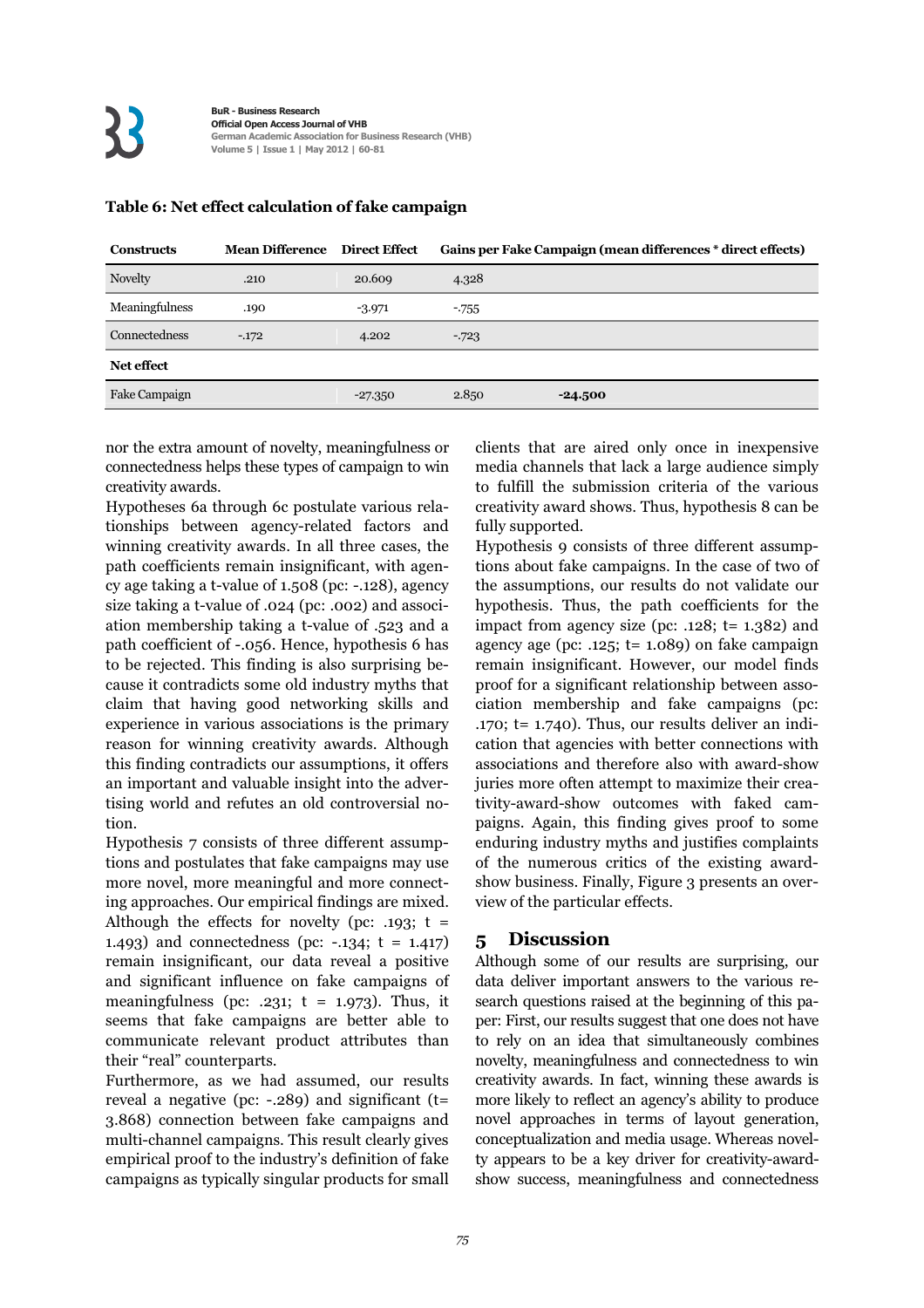**Table 6: Net effect calculation of fake campaign**

| Constructs | Mean Difference | Direct Effect | Gains per Fake Campaign (mean differences * direct effects) | |
|---|---|---|---|---|
| Novelty | .210 | 20.609 | 4.328 | |
| Meaningfulness | .190 | -3.971 | -.755 | |
| Connectedness | -.172 | 4.202 | -.723 | |
| **Net effect** | | | | |
| Fake Campaign | | -27.350 | 2.850 | **-24.500** |

nor the extra amount of novelty, meaningfulness or connectedness helps these types of campaign to win creativity awards.

Hypotheses 6a through 6c postulate various relationships between agency-related factors and winning creativity awards. In all three cases, the path coefficients remain insignificant, with agency age taking a t-value of 1.508 (pc: -.128), agency size taking a t-value of .024 (pc: .002) and association membership taking a t-value of .523 and a path coefficient of -.056. Hence, hypothesis 6 has to be rejected. This finding is also surprising because it contradicts some old industry myths that claim that having good networking skills and experience in various associations is the primary reason for winning creativity awards. Although this finding contradicts our assumptions, it offers an important and valuable insight into the advertising world and refutes an old controversial notion.

Hypothesis 7 consists of three different assumptions and postulates that fake campaigns may use more novel, more meaningful and more connecting approaches. Our empirical findings are mixed. Although the effects for novelty (pc: .193; t = 1.493) and connectedness (pc: -.134; t = 1.417) remain insignificant, our data reveal a positive and significant influence on fake campaigns of meaningfulness (pc: .231; t = 1.973). Thus, it seems that fake campaigns are better able to communicate relevant product attributes than their "real" counterparts.

Furthermore, as we had assumed, our results reveal a negative (pc: -.289) and significant (t= 3.868) connection between fake campaigns and multi-channel campaigns. This result clearly gives empirical proof to the industry's definition of fake campaigns as typically singular products for small clients that are aired only once in inexpensive media channels that lack a large audience simply to fulfill the submission criteria of the various creativity award shows. Thus, hypothesis 8 can be fully supported.

Hypothesis 9 consists of three different assumptions about fake campaigns. In the case of two of the assumptions, our results do not validate our hypothesis. Thus, the path coefficients for the impact from agency size (pc: .128; t= 1.382) and agency age (pc: .125; t= 1.089) on fake campaign remain insignificant. However, our model finds proof for a significant relationship between association membership and fake campaigns (pc: .170; t= 1.740). Thus, our results deliver an indication that agencies with better connections with associations and therefore also with award-show juries more often attempt to maximize their creativity-award-show outcomes with faked campaigns. Again, this finding gives proof to some enduring industry myths and justifies complaints of the numerous critics of the existing award-show business. Finally, Figure 3 presents an overview of the particular effects.

## 5 Discussion

Although some of our results are surprising, our data deliver important answers to the various research questions raised at the beginning of this paper: First, our results suggest that one does not have to rely on an idea that simultaneously combines novelty, meaningfulness and connectedness to win creativity awards. In fact, winning these awards is more likely to reflect an agency's ability to produce novel approaches in terms of layout generation, conceptualization and media usage. Whereas novelty appears to be a key driver for creativity-award-show success, meaningfulness and connectedness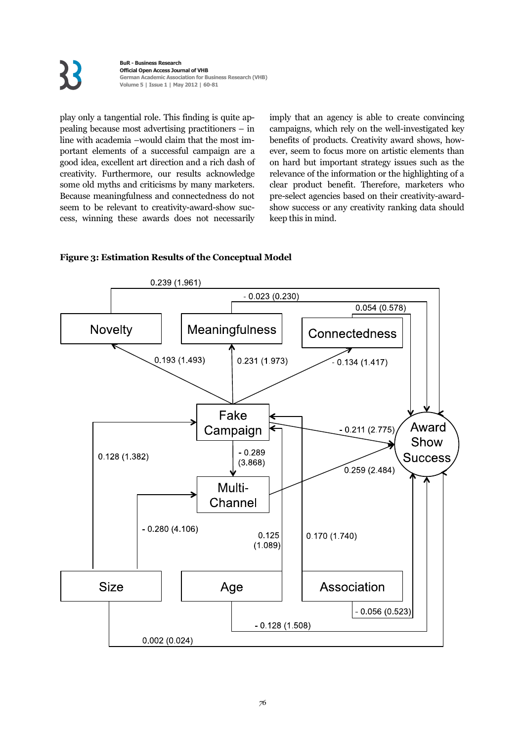play only a tangential role. This finding is quite appealing because most advertising practitioners – in line with academia –would claim that the most important elements of a successful campaign are a good idea, excellent art direction and a rich dash of creativity. Furthermore, our results acknowledge some old myths and criticisms by many marketers. Because meaningfulness and connectedness do not seem to be relevant to creativity-award-show success, winning these awards does not necessarily imply that an agency is able to create convincing campaigns, which rely on the well-investigated key benefits of products. Creativity award shows, however, seem to focus more on artistic elements than on hard but important strategy issues such as the relevance of the information or the highlighting of a clear product benefit. Therefore, marketers who pre-select agencies based on their creativity-award-show success or any creativity ranking data should keep this in mind.

**Figure 3: Estimation Results of the Conceptual Model**

Novelty
Meaningfulness
Connectedness
Fake Campaign
Multi-Channel
Award Show Success
Size
Age
Association

0.239 (1.961)
- 0.023 (0.230)
0.054 (0.578)
0.193 (1.493)
0.231 (1.973)
- 0.134 (1.417)
- 0.211 (2.775)
- 0.289 (3.868)
0.259 (2.484)
0.128 (1.382)
- 0.280 (4.106)
0.125 (1.089)
0.170 (1.740)
- 0.056 (0.523)
- 0.128 (1.508)
0.002 (0.024)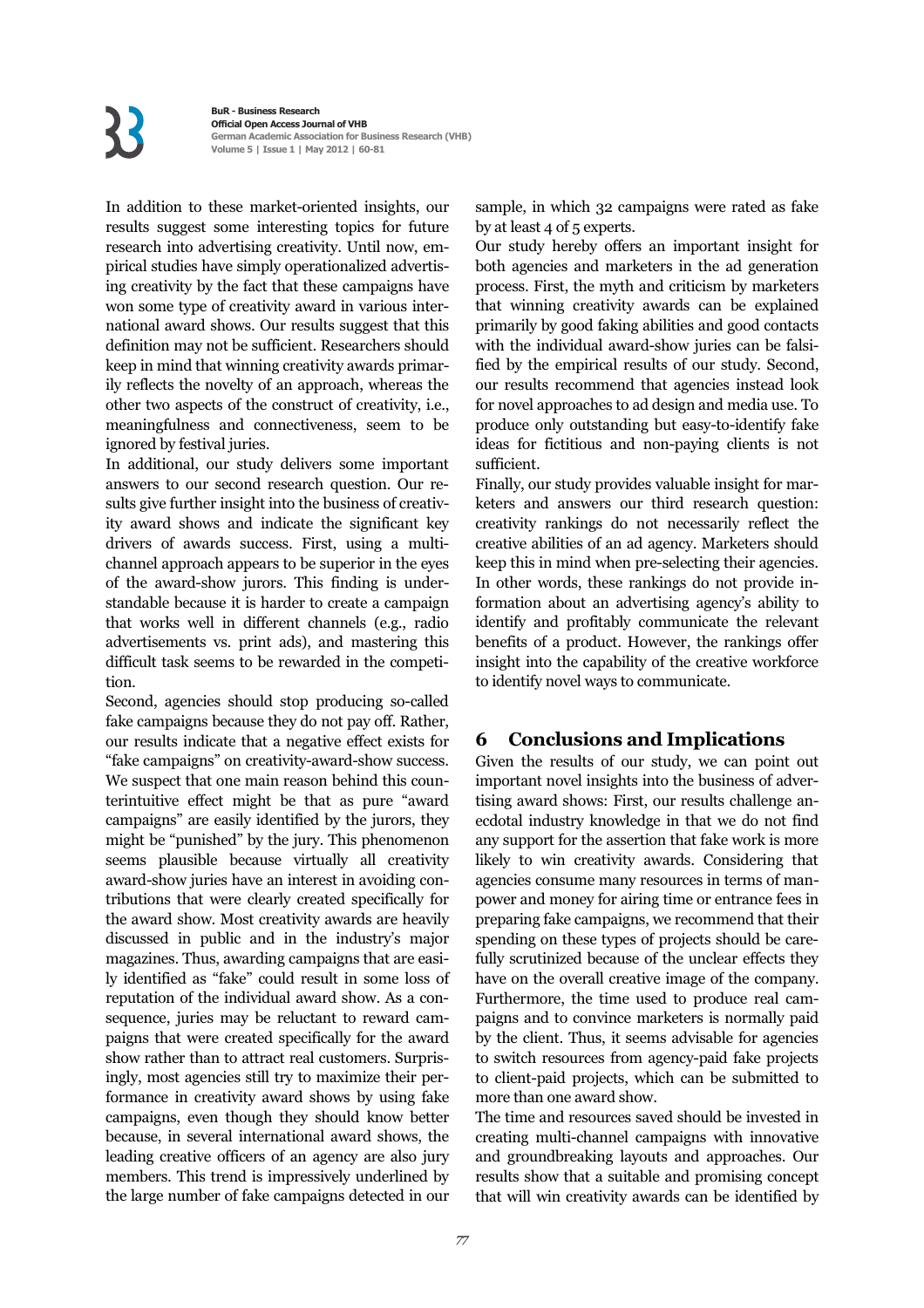In addition to these market-oriented insights, our results suggest some interesting topics for further research into advertising creativity. Until now, empirical studies have simply operationalized advertising creativity by the fact that these campaigns have won some type of creativity award in various international award shows. Our results suggest that this definition may not be sufficient. Researchers should keep in mind that winning creativity awards primarily reflects the novelty of an approach, whereas the other two aspects of the construct of creativity, i.e., meaningfulness and connectiveness, seem to be ignored by festival juries.

In additional, our study delivers some important answers to our second research question. Our results give further insight into the business of creativity award shows and indicate the significant key drivers of awards success. First, using a multi-channel approach appears to be superior in the eyes of the award-show jurors. This finding is understandable because it is harder to create a campaign that works well in different channels (e.g., radio advertisements vs. print ads), and mastering this difficult task seems to be rewarded in the competition.

Second, agencies should stop producing so-called fake campaigns because they do not pay off. Rather, our results indicate that a negative effect exists for "fake campaigns" on creativity-award-show success. We suspect that one main reason behind this counterintuitive effect might be that as pure "award campaigns" are easily identified by the jurors, they might be "punished" by the jury. This phenomenon seems plausible because virtually all creativity award-show juries have an interest in avoiding contributions that were clearly created specifically for the award show. Most creativity awards are heavily discussed in public and in the industry's major magazines. Thus, awarding campaigns that are easily identified as "fake" could result in some loss of reputation of the individual award show. As a consequence, juries may be reluctant to reward campaigns that were created specifically for the award show rather than to attract real customers. Surprisingly, most agencies still try to maximize their performance in creativity award shows by using fake campaigns, even though they should know better because, in several international award shows, the leading creative officers of an agency are also jury members. This trend is impressively underlined by the large number of fake campaigns detected in our sample, in which 32 campaigns were rated as fake by at least 4 of 5 experts.

Our study hereby offers an important insight for both agencies and marketers in the ad generation process. First, the myth and criticism by marketers that winning creativity awards can be explained primarily by good faking abilities and good contacts with the individual award-show juries can be falsified by the empirical results of our study. Second, our results recommend that agencies instead look for novel approaches to ad design and media use. To produce only outstanding but easy-to-identify fake ideas for fictitious and non-paying clients is not sufficient.

Finally, our study provides valuable insight for marketers and answers our third research question: creativity rankings do not necessarily reflect the creative abilities of an ad agency. Marketers should keep this in mind when pre-selecting their agencies. In other words, these rankings do not provide information about an advertising agency's ability to identify and profitably communicate the relevant benefits of a product. However, the rankings offer insight into the capability of the creative workforce to identify novel ways to communicate.

# 6 Conclusions and Implications

Given the results of our study, we can point out important novel insights into the business of advertising award shows: First, our results challenge anecdotal industry knowledge in that we do not find any support for the assertion that fake work is more likely to win creativity awards. Considering that agencies consume many resources in terms of manpower and money for airing time or entrance fees in preparing fake campaigns, we recommend that their spending on these types of projects should be carefully scrutinized because of the unclear effects they have on the overall creative image of the company. Furthermore, the time used to produce real campaigns and to convince marketers is normally paid by the client. Thus, it seems advisable for agencies to switch resources from agency-paid fake projects to client-paid projects, which can be submitted to more than one award show.

The time and resources saved should be invested in creating multi-channel campaigns with innovative and groundbreaking layouts and approaches. Our results show that a suitable and promising concept that will win creativity awards can be identified by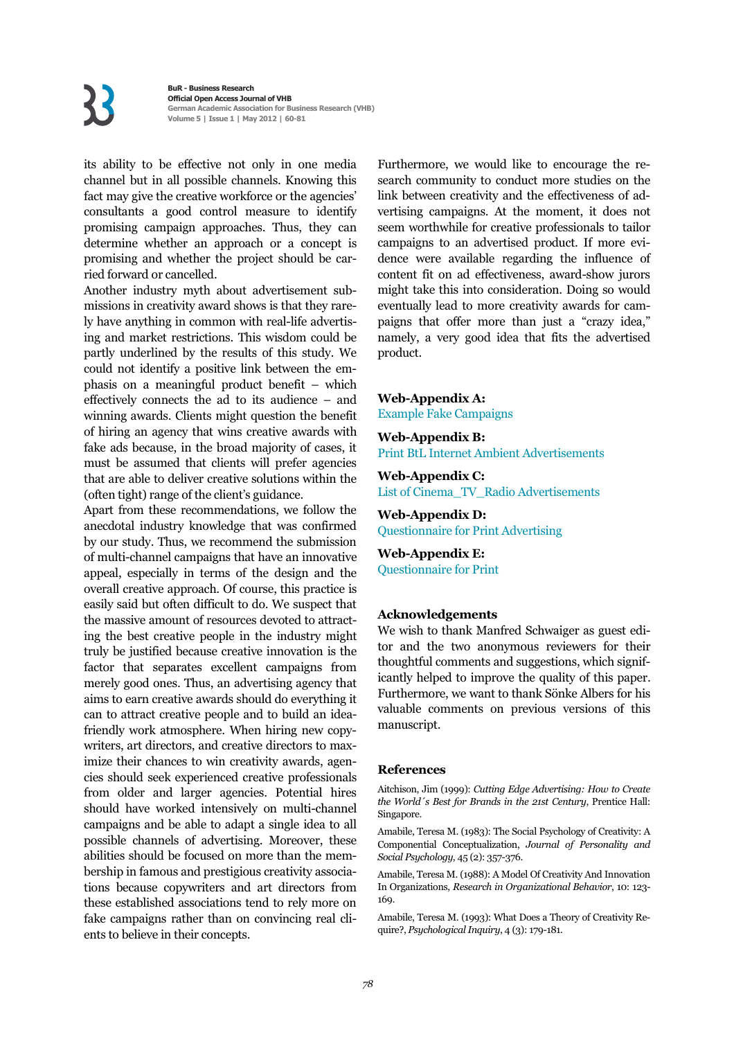its ability to be effective not only in one media channel but in all possible channels. Knowing this fact may give the creative workforce or the agencies' consultants a good control measure to identify promising campaign approaches. Thus, they can determine whether an approach or a concept is promising and whether the project should be carried forward or cancelled.

Another industry myth about advertisement submissions in creativity award shows is that they rarely have anything in common with real-life advertising and market restrictions. This wisdom could be partly underlined by the results of this study. We could not identify a positive link between the emphasis on a meaningful product benefit – which effectively connects the ad to its audience – and winning awards. Clients might question the benefit of hiring an agency that wins creative awards with fake ads because, in the broad majority of cases, it must be assumed that clients will prefer agencies that are able to deliver creative solutions within the (often tight) range of the client's guidance.

Apart from these recommendations, we follow the anecdotal industry knowledge that was confirmed by our study. Thus, we recommend the submission of multi-channel campaigns that have an innovative appeal, especially in terms of the design and the overall creative approach. Of course, this practice is easily said but often difficult to do. We suspect that the massive amount of resources devoted to attracting the best creative people in the industry might truly be justified because creative innovation is the factor that separates excellent campaigns from merely good ones. Thus, an advertising agency that aims to earn creative awards should do everything it can to attract creative people and to build an idea-friendly work atmosphere. When hiring new copywriters, art directors, and creative directors to maximize their chances to win creativity awards, agencies should seek experienced creative professionals from older and larger agencies. Potential hires should have worked intensively on multi-channel campaigns and be able to adapt a single idea to all possible channels of advertising. Moreover, these abilities should be focused on more than the membership in famous and prestigious creativity associations because copywriters and art directors from these established associations tend to rely more on fake campaigns rather than on convincing real clients to believe in their concepts.

Furthermore, we would like to encourage the research community to conduct more studies on the link between creativity and the effectiveness of advertising campaigns. At the moment, it does not seem worthwhile for creative professionals to tailor campaigns to an advertised product. If more evidence were available regarding the influence of content fit on ad effectiveness, award-show jurors might take this into consideration. Doing so would eventually lead to more creativity awards for campaigns that offer more than just a "crazy idea," namely, a very good idea that fits the advertised product.

**Web-Appendix A:**
Example Fake Campaigns

**Web-Appendix B:**
Print BtL Internet Ambient Advertisements

**Web-Appendix C:**
List of Cinema_TV_Radio Advertisements

**Web-Appendix D:**
Questionnaire for Print Advertising

**Web-Appendix E:**
Questionnaire for Print

## Acknowledgements

We wish to thank Manfred Schwaiger as guest editor and the two anonymous reviewers for their thoughtful comments and suggestions, which significantly helped to improve the quality of this paper. Furthermore, we want to thank Sönke Albers for his valuable comments on previous versions of this manuscript.

## References

Aitchison, Jim (1999): *Cutting Edge Advertising: How to Create the World´s Best for Brands in the 21st Century*, Prentice Hall: Singapore.

Amabile, Teresa M. (1983): The Social Psychology of Creativity: A Componential Conceptualization, *Journal of Personality and Social Psychology*, 45 (2): 357-376.

Amabile, Teresa M. (1988): A Model Of Creativity And Innovation In Organizations, *Research in Organizational Behavior*, 10: 123-169.

Amabile, Teresa M. (1993): What Does a Theory of Creativity Require?, *Psychological Inquiry*, 4 (3): 179-181.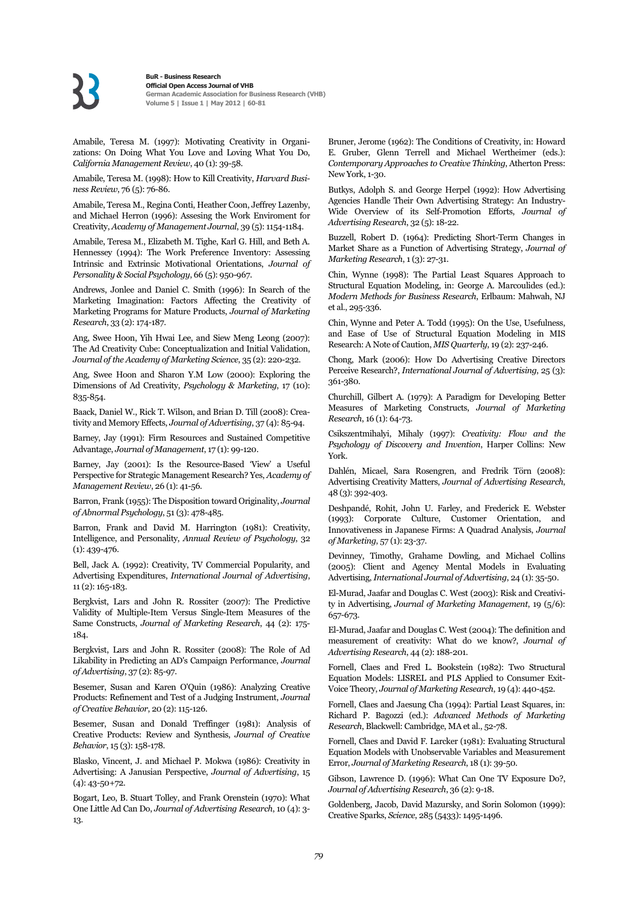Amabile, Teresa M. (1997): Motivating Creativity in Organizations: On Doing What You Love and Loving What You Do, *California Management Review*, 40 (1): 39-58.

Amabile, Teresa M. (1998): How to Kill Creativity, *Harvard Business Review*, 76 (5): 76-86.

Amabile, Teresa M., Regina Conti, Heather Coon, Jeffrey Lazenby, and Michael Herron (1996): Assesing the Work Enviroment for Creativity, *Academy of Management Journal*, 39 (5): 1154-1184.

Amabile, Teresa M., Elizabeth M. Tighe, Karl G. Hill, and Beth A. Hennessey (1994): The Work Preference Inventory: Assessing Intrinsic and Extrinsic Motivational Orientations, *Journal of Personality & Social Psychology*, 66 (5): 950-967.

Andrews, Jonlee and Daniel C. Smith (1996): In Search of the Marketing Imagination: Factors Affecting the Creativity of Marketing Programs for Mature Products, *Journal of Marketing Research*, 33 (2): 174-187.

Ang, Swee Hoon, Yih Hwai Lee, and Siew Meng Leong (2007): The Ad Creativity Cube: Conceptualization and Initial Validation, *Journal of the Academy of Marketing Science*, 35 (2): 220-232.

Ang, Swee Hoon and Sharon Y.M Low (2000): Exploring the Dimensions of Ad Creativity, *Psychology & Marketing*, 17 (10): 835-854.

Baack, Daniel W., Rick T. Wilson, and Brian D. Till (2008): Creativity and Memory Effects, *Journal of Advertising*, 37 (4): 85-94.

Barney, Jay (1991): Firm Resources and Sustained Competitive Advantage, *Journal of Management*, 17 (1): 99-120.

Barney, Jay (2001): Is the Resource-Based 'View' a Useful Perspective for Strategic Management Research? Yes, *Academy of Management Review*, 26 (1): 41-56.

Barron, Frank (1955): The Disposition toward Originality, *Journal of Abnormal Psychology*, 51 (3): 478-485.

Barron, Frank and David M. Harrington (1981): Creativity, Intelligence, and Personality, *Annual Review of Psychology*, 32 (1): 439-476.

Bell, Jack A. (1992): Creativity, TV Commercial Popularity, and Advertising Expenditures, *International Journal of Advertising*, 11 (2): 165-183.

Bergkvist, Lars and John R. Rossiter (2007): The Predictive Validity of Multiple-Item Versus Single-Item Measures of the Same Constructs, *Journal of Marketing Research*, 44 (2): 175-184.

Bergkvist, Lars and John R. Rossiter (2008): The Role of Ad Likability in Predicting an AD's Campaign Performance, *Journal of Advertising*, 37 (2): 85-97.

Besemer, Susan and Karen O'Quin (1986): Analyzing Creative Products: Refinement and Test of a Judging Instrument, *Journal of Creative Behavior*, 20 (2): 115-126.

Besemer, Susan and Donald Treffinger (1981): Analysis of Creative Products: Review and Synthesis, *Journal of Creative Behavior*, 15 (3): 158-178.

Blasko, Vincent, J. and Michael P. Mokwa (1986): Creativity in Advertising: A Janusian Perspective, *Journal of Advertising*, 15 (4): 43-50+72.

Bogart, Leo, B. Stuart Tolley, and Frank Orenstein (1970): What One Little Ad Can Do, *Journal of Advertising Research*, 10 (4): 3-13.

Bruner, Jerome (1962): The Conditions of Creativity, in: Howard E. Gruber, Glenn Terrell and Michael Wertheimer (eds.): *Contemporary Approaches to Creative Thinking*, Atherton Press: New York, 1-30.

Butkys, Adolph S. and George Herpel (1992): How Advertising Agencies Handle Their Own Advertising Strategy: An Industry-Wide Overview of its Self-Promotion Efforts, *Journal of Advertising Research*, 32 (5): 18-22.

Buzzell, Robert D. (1964): Predicting Short-Term Changes in Market Share as a Function of Advertising Strategy, *Journal of Marketing Research*, 1 (3): 27-31.

Chin, Wynne (1998): The Partial Least Squares Approach to Structural Equation Modeling, in: George A. Marcoulides (ed.): *Modern Methods for Business Research*, Erlbaum: Mahwah, NJ et al., 295-336.

Chin, Wynne and Peter A. Todd (1995): On the Use, Usefulness, and Ease of Use of Structural Equation Modeling in MIS Research: A Note of Caution, *MIS Quarterly*, 19 (2): 237-246.

Chong, Mark (2006): How Do Advertising Creative Directors Perceive Research?, *International Journal of Advertising*, 25 (3): 361-380.

Churchill, Gilbert A. (1979): A Paradigm for Developing Better Measures of Marketing Constructs, *Journal of Marketing Research*, 16 (1): 64-73.

Csikszentmihalyi, Mihaly (1997): *Creativity: Flow and the Psychology of Discovery and Invention*, Harper Collins: New York.

Dahlén, Micael, Sara Rosengren, and Fredrik Törn (2008): Advertising Creativity Matters, *Journal of Advertising Research*, 48 (3): 392-403.

Deshpandé, Rohit, John U. Farley, and Frederick E. Webster (1993): Corporate Culture, Customer Orientation, and Innovativeness in Japanese Firms: A Quadrad Analysis, *Journal of Marketing*, 57 (1): 23-37.

Devinney, Timothy, Grahame Dowling, and Michael Collins (2005): Client and Agency Mental Models in Evaluating Advertising, *International Journal of Advertising*, 24 (1): 35-50.

El-Murad, Jaafar and Douglas C. West (2003): Risk and Creativity in Advertising, *Journal of Marketing Management*, 19 (5/6): 657-673.

El-Murad, Jaafar and Douglas C. West (2004): The definition and measurement of creativity: What do we know?, *Journal of Advertising Research*, 44 (2): 188-201.

Fornell, Claes and Fred L. Bookstein (1982): Two Structural Equation Models: LISREL and PLS Applied to Consumer Exit-Voice Theory, *Journal of Marketing Research*, 19 (4): 440-452.

Fornell, Claes and Jaesung Cha (1994): Partial Least Squares, in: Richard P. Bagozzi (ed.): *Advanced Methods of Marketing Research*, Blackwell: Cambridge, MA et al., 52-78.

Fornell, Claes and David F. Larcker (1981): Evaluating Structural Equation Models with Unobservable Variables and Measurement Error, *Journal of Marketing Research*, 18 (1): 39-50.

Gibson, Lawrence D. (1996): What Can One TV Exposure Do?, *Journal of Advertising Research*, 36 (2): 9-18.

Goldenberg, Jacob, David Mazursky, and Sorin Solomon (1999): Creative Sparks, *Science*, 285 (5433): 1495-1496.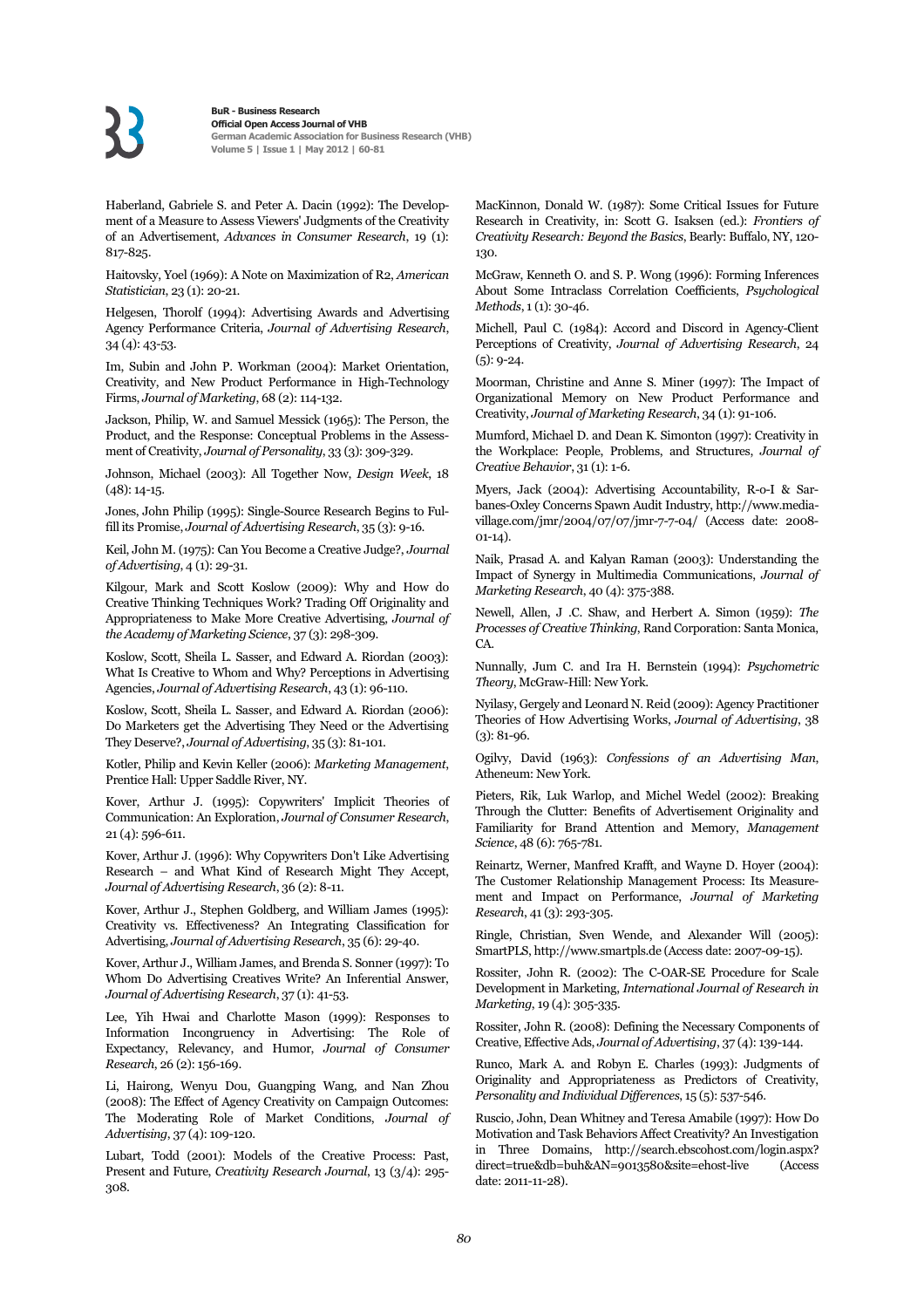Haberland, Gabriele S. and Peter A. Dacin (1992): The Development of a Measure to Assess Viewers' Judgments of the Creativity of an Advertisement, *Advances in Consumer Research*, 19 (1): 817-825.

Haitovsky, Yoel (1969): A Note on Maximization of R2, *American Statistician*, 23 (1): 20-21.

Helgesen, Thorolf (1994): Advertising Awards and Advertising Agency Performance Criteria, *Journal of Advertising Research*, 34 (4): 43-53.

Im, Subin and John P. Workman (2004): Market Orientation, Creativity, and New Product Performance in High-Technology Firms, *Journal of Marketing*, 68 (2): 114-132.

Jackson, Philip, W. and Samuel Messick (1965): The Person, the Product, and the Response: Conceptual Problems in the Assessment of Creativity, *Journal of Personality*, 33 (3): 309-329.

Johnson, Michael (2003): All Together Now, *Design Week*, 18 (48): 14-15.

Jones, John Philip (1995): Single-Source Research Begins to Fulfill its Promise, *Journal of Advertising Research*, 35 (3): 9-16.

Keil, John M. (1975): Can You Become a Creative Judge?, *Journal of Advertising*, 4 (1): 29-31.

Kilgour, Mark and Scott Koslow (2009): Why and How do Creative Thinking Techniques Work? Trading Off Originality and Appropriateness to Make More Creative Advertising, *Journal of the Academy of Marketing Science*, 37 (3): 298-309.

Koslow, Scott, Sheila L. Sasser, and Edward A. Riordan (2003): What Is Creative to Whom and Why? Perceptions in Advertising Agencies, *Journal of Advertising Research*, 43 (1): 96-110.

Koslow, Scott, Sheila L. Sasser, and Edward A. Riordan (2006): Do Marketers get the Advertising They Need or the Advertising They Deserve?, *Journal of Advertising*, 35 (3): 81-101.

Kotler, Philip and Kevin Keller (2006): *Marketing Management*, Prentice Hall: Upper Saddle River, NY.

Kover, Arthur J. (1995): Copywriters' Implicit Theories of Communication: An Exploration, *Journal of Consumer Research*, 21 (4): 596-611.

Kover, Arthur J. (1996): Why Copywriters Don't Like Advertising Research – and What Kind of Research Might They Accept, *Journal of Advertising Research*, 36 (2): 8-11.

Kover, Arthur J., Stephen Goldberg, and William James (1995): Creativity vs. Effectiveness? An Integrating Classification for Advertising, *Journal of Advertising Research*, 35 (6): 29-40.

Kover, Arthur J., William James, and Brenda S. Sonner (1997): To Whom Do Advertising Creatives Write? An Inferential Answer, *Journal of Advertising Research*, 37 (1): 41-53.

Lee, Yih Hwai and Charlotte Mason (1999): Responses to Information Incongruency in Advertising: The Role of Expectancy, Relevancy, and Humor, *Journal of Consumer Research*, 26 (2): 156-169.

Li, Hairong, Wenyu Dou, Guangping Wang, and Nan Zhou (2008): The Effect of Agency Creativity on Campaign Outcomes: The Moderating Role of Market Conditions, *Journal of Advertising*, 37 (4): 109-120.

Lubart, Todd (2001): Models of the Creative Process: Past, Present and Future, *Creativity Research Journal*, 13 (3/4): 295-308.

MacKinnon, Donald W. (1987): Some Critical Issues for Future Research in Creativity, in: Scott G. Isaksen (ed.): *Frontiers of Creativity Research: Beyond the Basics*, Bearly: Buffalo, NY, 120-130.

McGraw, Kenneth O. and S. P. Wong (1996): Forming Inferences About Some Intraclass Correlation Coefficients, *Psychological Methods*, 1 (1): 30-46.

Michell, Paul C. (1984): Accord and Discord in Agency-Client Perceptions of Creativity, *Journal of Advertising Research*, 24 (5): 9-24.

Moorman, Christine and Anne S. Miner (1997): The Impact of Organizational Memory on New Product Performance and Creativity, *Journal of Marketing Research*, 34 (1): 91-106.

Mumford, Michael D. and Dean K. Simonton (1997): Creativity in the Workplace: People, Problems, and Structures, *Journal of Creative Behavior*, 31 (1): 1-6.

Myers, Jack (2004): Advertising Accountability, R-o-I & Sarbanes-Oxley Concerns Spawn Audit Industry, http://www.mediavillage.com/jmr/2004/07/07/jmr-7-7-04/ (Access date: 2008-01-14).

Naik, Prasad A. and Kalyan Raman (2003): Understanding the Impact of Synergy in Multimedia Communications, *Journal of Marketing Research*, 40 (4): 375-388.

Newell, Allen, J .C. Shaw, and Herbert A. Simon (1959): *The Processes of Creative Thinking*, Rand Corporation: Santa Monica, CA.

Nunnally, Jum C. and Ira H. Bernstein (1994): *Psychometric Theory*, McGraw-Hill: New York.

Nyilasy, Gergely and Leonard N. Reid (2009): Agency Practitioner Theories of How Advertising Works, *Journal of Advertising*, 38 (3): 81-96.

Ogilvy, David (1963): *Confessions of an Advertising Man*, Atheneum: New York.

Pieters, Rik, Luk Warlop, and Michel Wedel (2002): Breaking Through the Clutter: Benefits of Advertisement Originality and Familiarity for Brand Attention and Memory, *Management Science*, 48 (6): 765-781.

Reinartz, Werner, Manfred Krafft, and Wayne D. Hoyer (2004): The Customer Relationship Management Process: Its Measurement and Impact on Performance, *Journal of Marketing Research*, 41 (3): 293-305.

Ringle, Christian, Sven Wende, and Alexander Will (2005): SmartPLS, http://www.smartpls.de (Access date: 2007-09-15).

Rossiter, John R. (2002): The C-OAR-SE Procedure for Scale Development in Marketing, *International Journal of Research in Marketing*, 19 (4): 305-335.

Rossiter, John R. (2008): Defining the Necessary Components of Creative, Effective Ads, *Journal of Advertising*, 37 (4): 139-144.

Runco, Mark A. and Robyn E. Charles (1993): Judgments of Originality and Appropriateness as Predictors of Creativity, *Personality and Individual Differences*, 15 (5): 537-546.

Ruscio, John, Dean Whitney and Teresa Amabile (1997): How Do Motivation and Task Behaviors Affect Creativity? An Investigation in Three Domains, http://search.ebscohost.com/login.aspx?direct=true&db=buh&AN=9013580&site=ehost-live (Access date: 2011-11-28).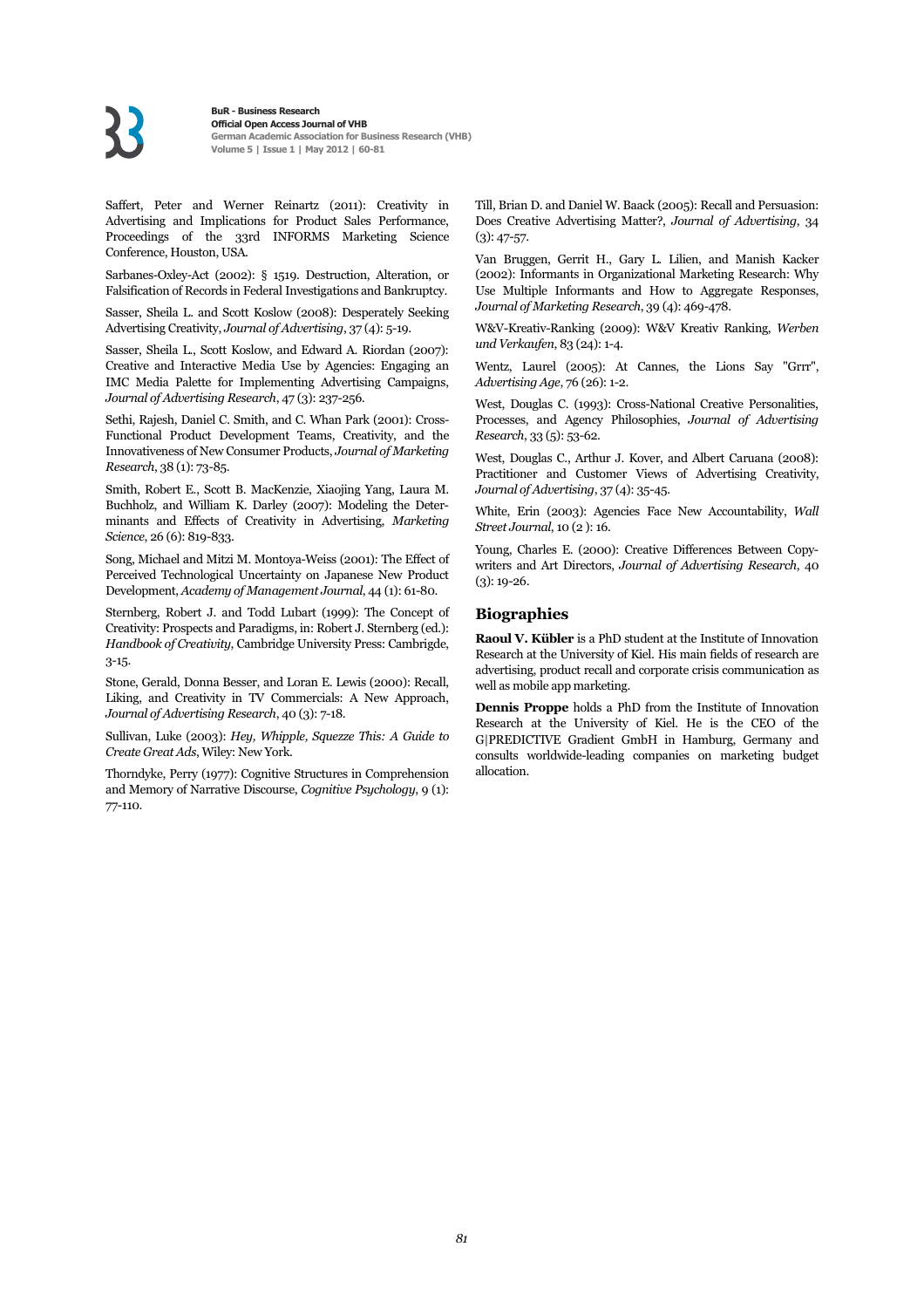Saffert, Peter and Werner Reinartz (2011): Creativity in Advertising and Implications for Product Sales Performance, Proceedings of the 33rd INFORMS Marketing Science Conference, Houston, USA.

Sarbanes-Oxley-Act (2002): § 1519. Destruction, Alteration, or Falsification of Records in Federal Investigations and Bankruptcy.

Sasser, Sheila L. and Scott Koslow (2008): Desperately Seeking Advertising Creativity, *Journal of Advertising*, 37 (4): 5-19.

Sasser, Sheila L., Scott Koslow, and Edward A. Riordan (2007): Creative and Interactive Media Use by Agencies: Engaging an IMC Media Palette for Implementing Advertising Campaigns, *Journal of Advertising Research*, 47 (3): 237-256.

Sethi, Rajesh, Daniel C. Smith, and C. Whan Park (2001): Cross-Functional Product Development Teams, Creativity, and the Innovativeness of New Consumer Products, *Journal of Marketing Research*, 38 (1): 73-85.

Smith, Robert E., Scott B. MacKenzie, Xiaojing Yang, Laura M. Buchholz, and William K. Darley (2007): Modeling the Determinants and Effects of Creativity in Advertising, *Marketing Science*, 26 (6): 819-833.

Song, Michael and Mitzi M. Montoya-Weiss (2001): The Effect of Perceived Technological Uncertainty on Japanese New Product Development, *Academy of Management Journal*, 44 (1): 61-80.

Sternberg, Robert J. and Todd Lubart (1999): The Concept of Creativity: Prospects and Paradigms, in: Robert J. Sternberg (ed.): *Handbook of Creativity*, Cambridge University Press: Cambrigde, 3-15.

Stone, Gerald, Donna Besser, and Loran E. Lewis (2000): Recall, Liking, and Creativity in TV Commercials: A New Approach, *Journal of Advertising Research*, 40 (3): 7-18.

Sullivan, Luke (2003): *Hey, Whipple, Squezze This: A Guide to Create Great Ads*, Wiley: New York.

Thorndyke, Perry (1977): Cognitive Structures in Comprehension and Memory of Narrative Discourse, *Cognitive Psychology*, 9 (1): 77-110.

Till, Brian D. and Daniel W. Baack (2005): Recall and Persuasion: Does Creative Advertising Matter?, *Journal of Advertising*, 34 (3): 47-57.

Van Bruggen, Gerrit H., Gary L. Lilien, and Manish Kacker (2002): Informants in Organizational Marketing Research: Why Use Multiple Informants and How to Aggregate Responses, *Journal of Marketing Research*, 39 (4): 469-478.

W&V-Kreativ-Ranking (2009): W&V Kreativ Ranking, *Werben und Verkaufen*, 83 (24): 1-4.

Wentz, Laurel (2005): At Cannes, the Lions Say "Grrr", *Advertising Age*, 76 (26): 1-2.

West, Douglas C. (1993): Cross-National Creative Personalities, Processes, and Agency Philosophies, *Journal of Advertising Research*, 33 (5): 53-62.

West, Douglas C., Arthur J. Kover, and Albert Caruana (2008): Practitioner and Customer Views of Advertising Creativity, *Journal of Advertising*, 37 (4): 35-45.

White, Erin (2003): Agencies Face New Accountability, *Wall Street Journal*, 10 (2 ): 16.

Young, Charles E. (2000): Creative Differences Between Copywriters and Art Directors, *Journal of Advertising Research*, 40 (3): 19-26.

## Biographies

**Raoul V. Kübler** is a PhD student at the Institute of Innovation Research at the University of Kiel. His main fields of research are advertising, product recall and corporate crisis communication as well as mobile app marketing.

**Dennis Proppe** holds a PhD from the Institute of Innovation Research at the University of Kiel. He is the CEO of the G|PREDICTIVE Gradient GmbH in Hamburg, Germany and consults worldwide-leading companies on marketing budget allocation.